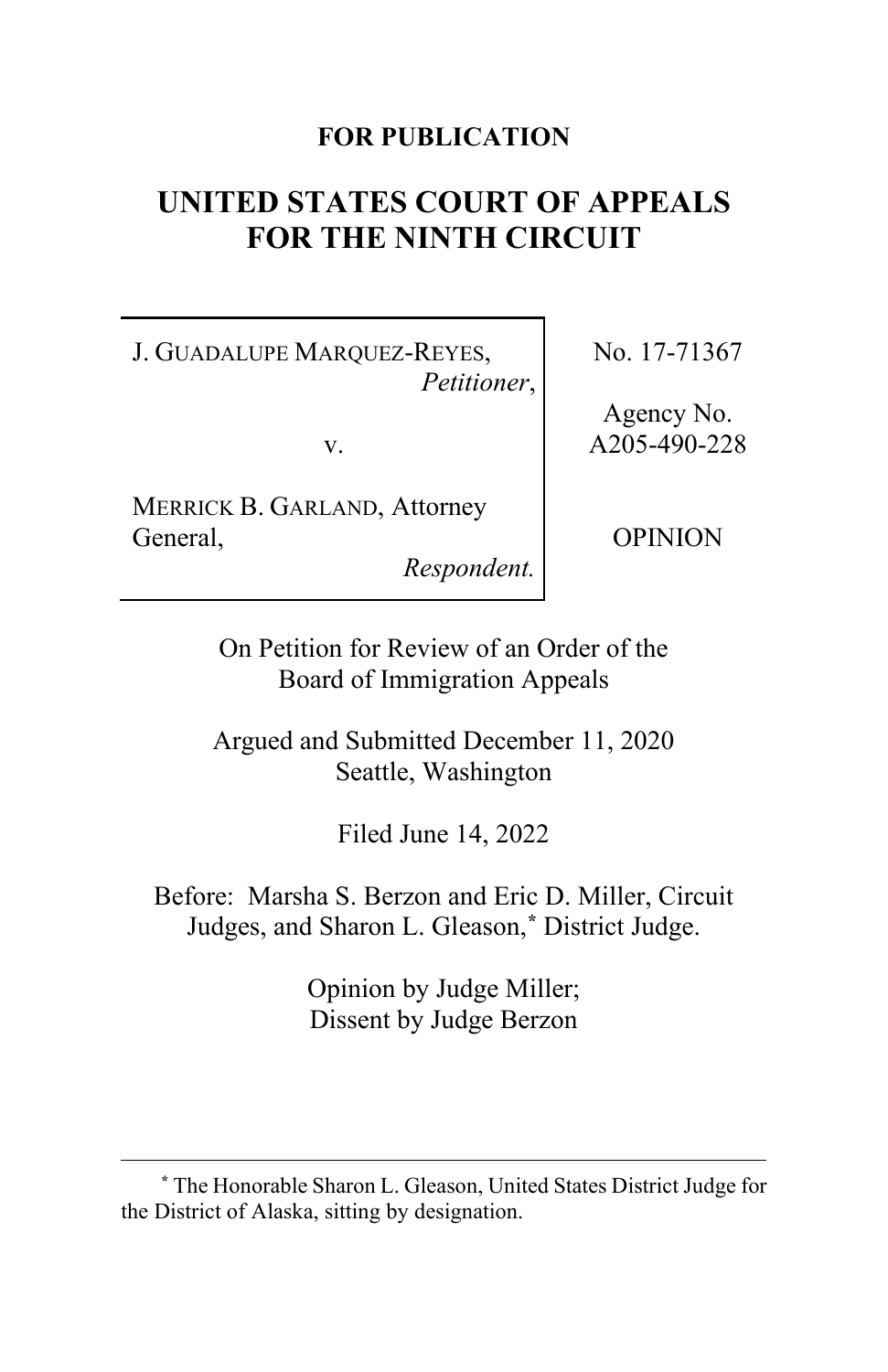**FOR PUBLICATION**

# UNITED STATES COURT OF APPEALS FOR THE NINTH CIRCUIT

| | |
|---|---|
| J. GUADALUPE MARQUEZ-REYES, *Petitioner*,<br><br>v.<br><br>MERRICK B. GARLAND, Attorney General, *Respondent.* | No. 17-71367<br><br>Agency No. A205-490-228<br><br>OPINION |

On Petition for Review of an Order of the Board of Immigration Appeals

Argued and Submitted December 11, 2020
Seattle, Washington

Filed June 14, 2022

Before: Marsha S. Berzon and Eric D. Miller, Circuit Judges, and Sharon L. Gleason,* District Judge.

Opinion by Judge Miller;
Dissent by Judge Berzon

---

\* The Honorable Sharon L. Gleason, United States District Judge for the District of Alaska, sitting by designation.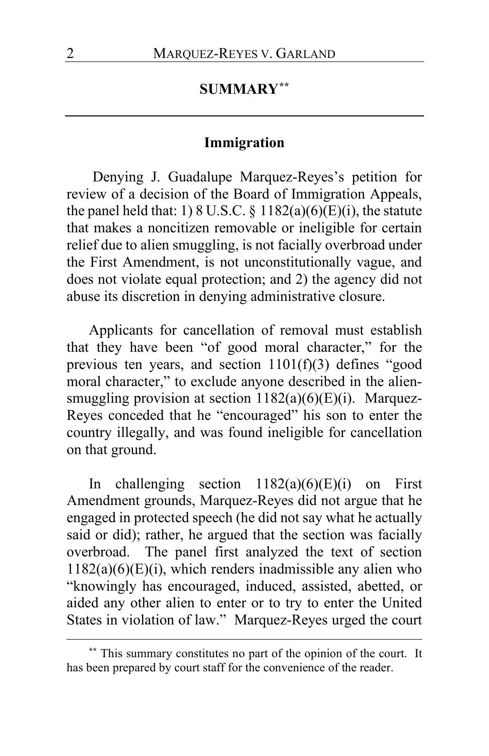## SUMMARY**

### Immigration

Denying J. Guadalupe Marquez-Reyes's petition for review of a decision of the Board of Immigration Appeals, the panel held that: 1) 8 U.S.C. § 1182(a)(6)(E)(i), the statute that makes a noncitizen removable or ineligible for certain relief due to alien smuggling, is not facially overbroad under the First Amendment, is not unconstitutionally vague, and does not violate equal protection; and 2) the agency did not abuse its discretion in denying administrative closure.

Applicants for cancellation of removal must establish that they have been "of good moral character," for the previous ten years, and section 1101(f)(3) defines "good moral character," to exclude anyone described in the alien-smuggling provision at section 1182(a)(6)(E)(i). Marquez-Reyes conceded that he "encouraged" his son to enter the country illegally, and was found ineligible for cancellation on that ground.

In challenging section 1182(a)(6)(E)(i) on First Amendment grounds, Marquez-Reyes did not argue that he engaged in protected speech (he did not say what he actually said or did); rather, he argued that the section was facially overbroad. The panel first analyzed the text of section 1182(a)(6)(E)(i), which renders inadmissible any alien who "knowingly has encouraged, induced, assisted, abetted, or aided any other alien to enter or to try to enter the United States in violation of law." Marquez-Reyes urged the court

** This summary constitutes no part of the opinion of the court. It has been prepared by court staff for the convenience of the reader.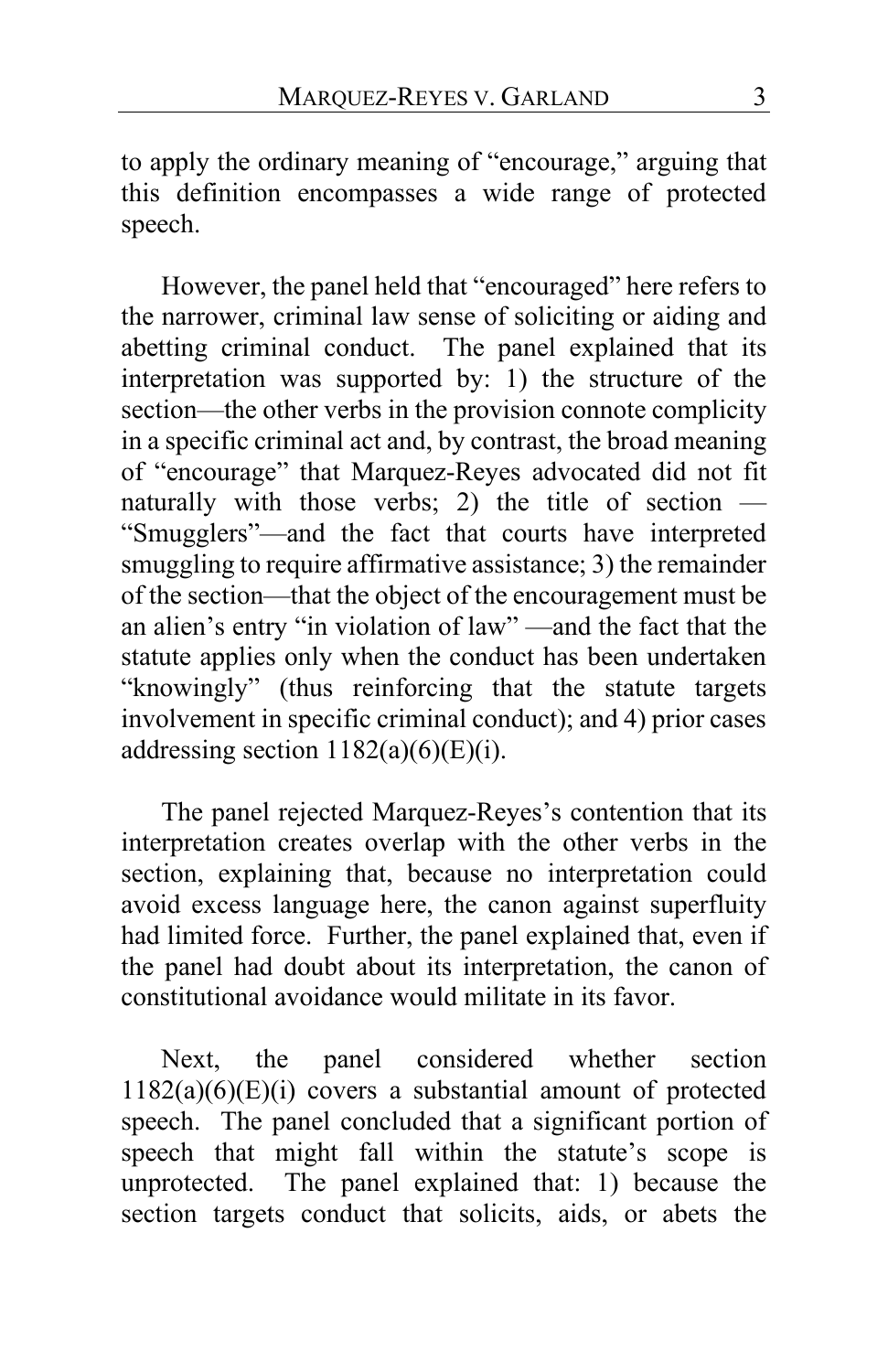to apply the ordinary meaning of "encourage," arguing that this definition encompasses a wide range of protected speech.

However, the panel held that "encouraged" here refers to the narrower, criminal law sense of soliciting or aiding and abetting criminal conduct. The panel explained that its interpretation was supported by: 1) the structure of the section—the other verbs in the provision connote complicity in a specific criminal act and, by contrast, the broad meaning of "encourage" that Marquez-Reyes advocated did not fit naturally with those verbs; 2) the title of section — "Smugglers"—and the fact that courts have interpreted smuggling to require affirmative assistance; 3) the remainder of the section—that the object of the encouragement must be an alien's entry "in violation of law" —and the fact that the statute applies only when the conduct has been undertaken "knowingly" (thus reinforcing that the statute targets involvement in specific criminal conduct); and 4) prior cases addressing section 1182(a)(6)(E)(i).

The panel rejected Marquez-Reyes's contention that its interpretation creates overlap with the other verbs in the section, explaining that, because no interpretation could avoid excess language here, the canon against superfluity had limited force. Further, the panel explained that, even if the panel had doubt about its interpretation, the canon of constitutional avoidance would militate in its favor.

Next, the panel considered whether section 1182(a)(6)(E)(i) covers a substantial amount of protected speech. The panel concluded that a significant portion of speech that might fall within the statute's scope is unprotected. The panel explained that: 1) because the section targets conduct that solicits, aids, or abets the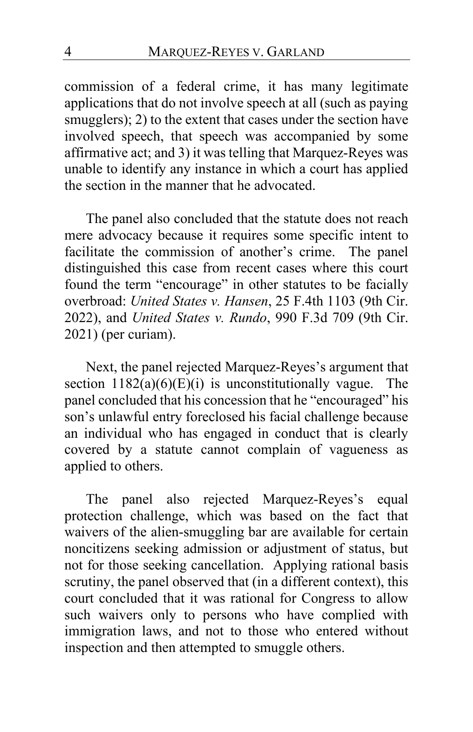commission of a federal crime, it has many legitimate applications that do not involve speech at all (such as paying smugglers); 2) to the extent that cases under the section have involved speech, that speech was accompanied by some affirmative act; and 3) it was telling that Marquez-Reyes was unable to identify any instance in which a court has applied the section in the manner that he advocated.

The panel also concluded that the statute does not reach mere advocacy because it requires some specific intent to facilitate the commission of another's crime. The panel distinguished this case from recent cases where this court found the term "encourage" in other statutes to be facially overbroad: *United States v. Hansen*, 25 F.4th 1103 (9th Cir. 2022), and *United States v. Rundo*, 990 F.3d 709 (9th Cir. 2021) (per curiam).

Next, the panel rejected Marquez-Reyes's argument that section 1182(a)(6)(E)(i) is unconstitutionally vague. The panel concluded that his concession that he "encouraged" his son's unlawful entry foreclosed his facial challenge because an individual who has engaged in conduct that is clearly covered by a statute cannot complain of vagueness as applied to others.

The panel also rejected Marquez-Reyes's equal protection challenge, which was based on the fact that waivers of the alien-smuggling bar are available for certain noncitizens seeking admission or adjustment of status, but not for those seeking cancellation. Applying rational basis scrutiny, the panel observed that (in a different context), this court concluded that it was rational for Congress to allow such waivers only to persons who have complied with immigration laws, and not to those who entered without inspection and then attempted to smuggle others.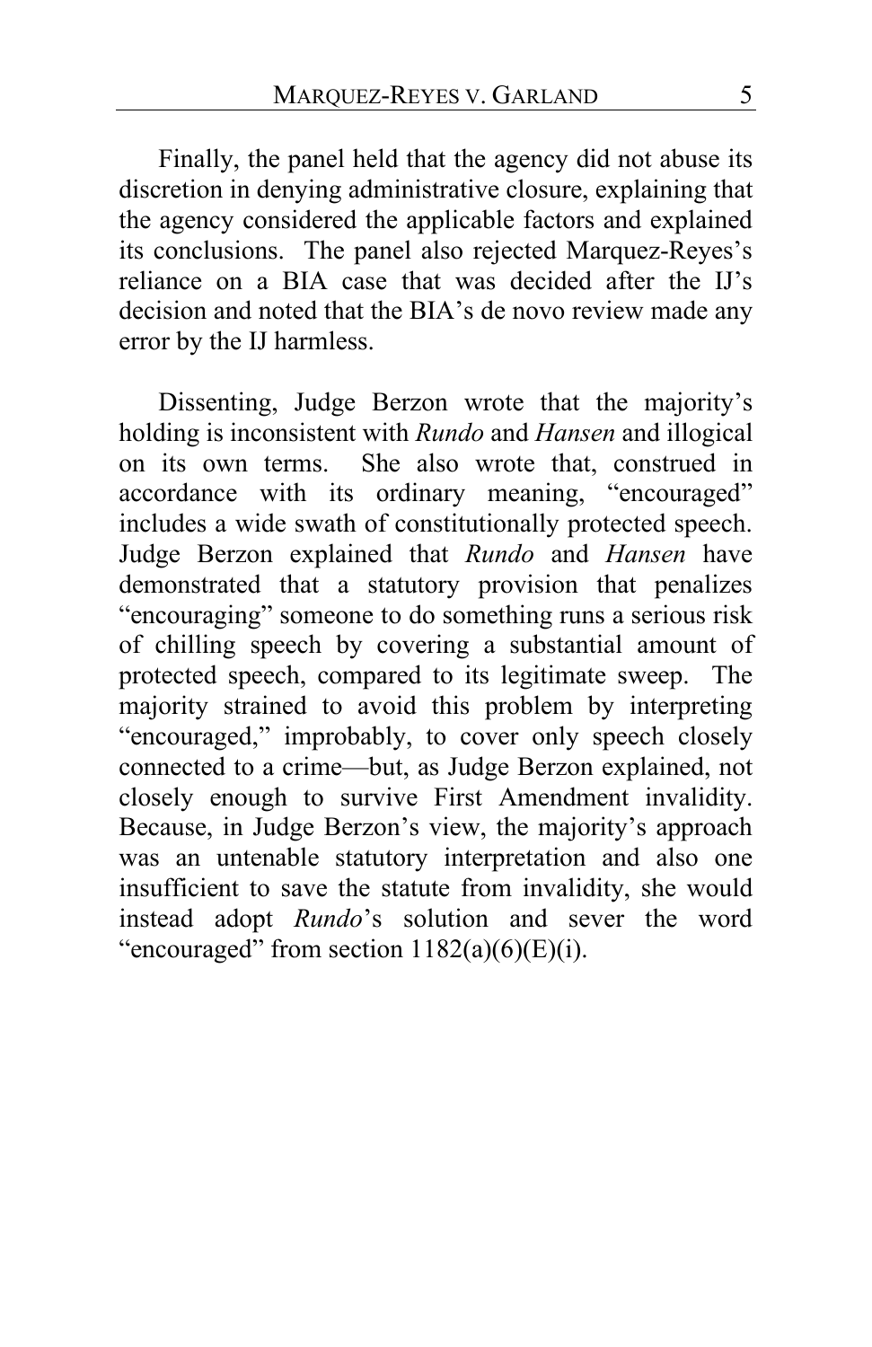Finally, the panel held that the agency did not abuse its discretion in denying administrative closure, explaining that the agency considered the applicable factors and explained its conclusions. The panel also rejected Marquez-Reyes's reliance on a BIA case that was decided after the IJ's decision and noted that the BIA's de novo review made any error by the IJ harmless.

Dissenting, Judge Berzon wrote that the majority's holding is inconsistent with *Rundo* and *Hansen* and illogical on its own terms. She also wrote that, construed in accordance with its ordinary meaning, "encouraged" includes a wide swath of constitutionally protected speech. Judge Berzon explained that *Rundo* and *Hansen* have demonstrated that a statutory provision that penalizes "encouraging" someone to do something runs a serious risk of chilling speech by covering a substantial amount of protected speech, compared to its legitimate sweep. The majority strained to avoid this problem by interpreting "encouraged," improbably, to cover only speech closely connected to a crime—but, as Judge Berzon explained, not closely enough to survive First Amendment invalidity. Because, in Judge Berzon's view, the majority's approach was an untenable statutory interpretation and also one insufficient to save the statute from invalidity, she would instead adopt *Rundo*'s solution and sever the word "encouraged" from section 1182(a)(6)(E)(i).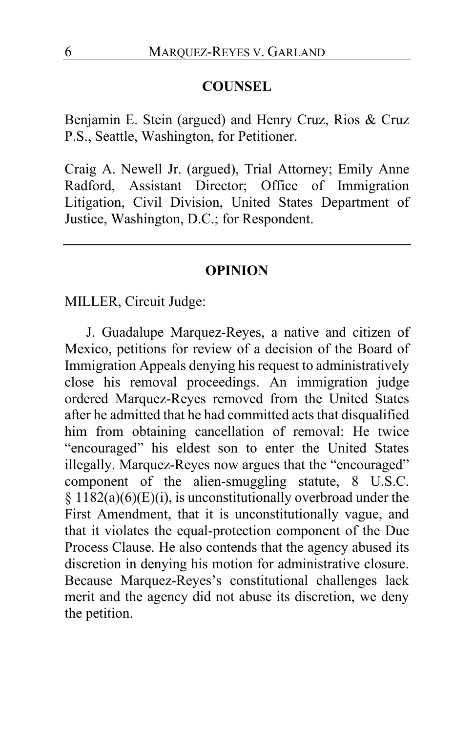## COUNSEL

Benjamin E. Stein (argued) and Henry Cruz, Rios & Cruz P.S., Seattle, Washington, for Petitioner.

Craig A. Newell Jr. (argued), Trial Attorney; Emily Anne Radford, Assistant Director; Office of Immigration Litigation, Civil Division, United States Department of Justice, Washington, D.C.; for Respondent.

---

## OPINION

MILLER, Circuit Judge:

J. Guadalupe Marquez-Reyes, a native and citizen of Mexico, petitions for review of a decision of the Board of Immigration Appeals denying his request to administratively close his removal proceedings. An immigration judge ordered Marquez-Reyes removed from the United States after he admitted that he had committed acts that disqualified him from obtaining cancellation of removal: He twice "encouraged" his eldest son to enter the United States illegally. Marquez-Reyes now argues that the "encouraged" component of the alien-smuggling statute, 8 U.S.C. § 1182(a)(6)(E)(i), is unconstitutionally overbroad under the First Amendment, that it is unconstitutionally vague, and that it violates the equal-protection component of the Due Process Clause. He also contends that the agency abused its discretion in denying his motion for administrative closure. Because Marquez-Reyes's constitutional challenges lack merit and the agency did not abuse its discretion, we deny the petition.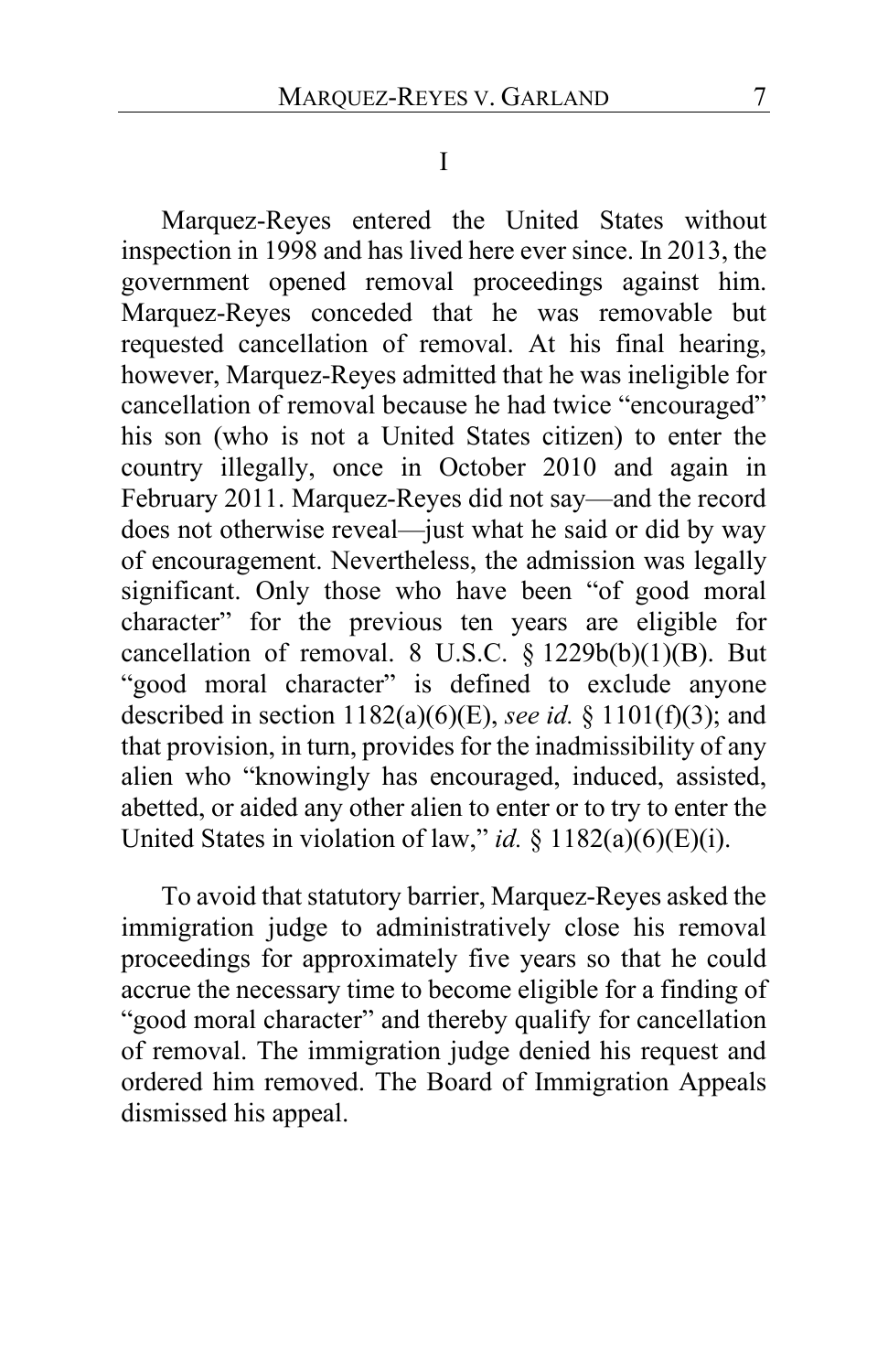# I

Marquez-Reyes entered the United States without inspection in 1998 and has lived here ever since. In 2013, the government opened removal proceedings against him. Marquez-Reyes conceded that he was removable but requested cancellation of removal. At his final hearing, however, Marquez-Reyes admitted that he was ineligible for cancellation of removal because he had twice "encouraged" his son (who is not a United States citizen) to enter the country illegally, once in October 2010 and again in February 2011. Marquez-Reyes did not say—and the record does not otherwise reveal—just what he said or did by way of encouragement. Nevertheless, the admission was legally significant. Only those who have been "of good moral character" for the previous ten years are eligible for cancellation of removal. 8 U.S.C. § 1229b(b)(1)(B). But "good moral character" is defined to exclude anyone described in section 1182(a)(6)(E), *see id.* § 1101(f)(3); and that provision, in turn, provides for the inadmissibility of any alien who "knowingly has encouraged, induced, assisted, abetted, or aided any other alien to enter or to try to enter the United States in violation of law," *id.* § 1182(a)(6)(E)(i).

To avoid that statutory barrier, Marquez-Reyes asked the immigration judge to administratively close his removal proceedings for approximately five years so that he could accrue the necessary time to become eligible for a finding of "good moral character" and thereby qualify for cancellation of removal. The immigration judge denied his request and ordered him removed. The Board of Immigration Appeals dismissed his appeal.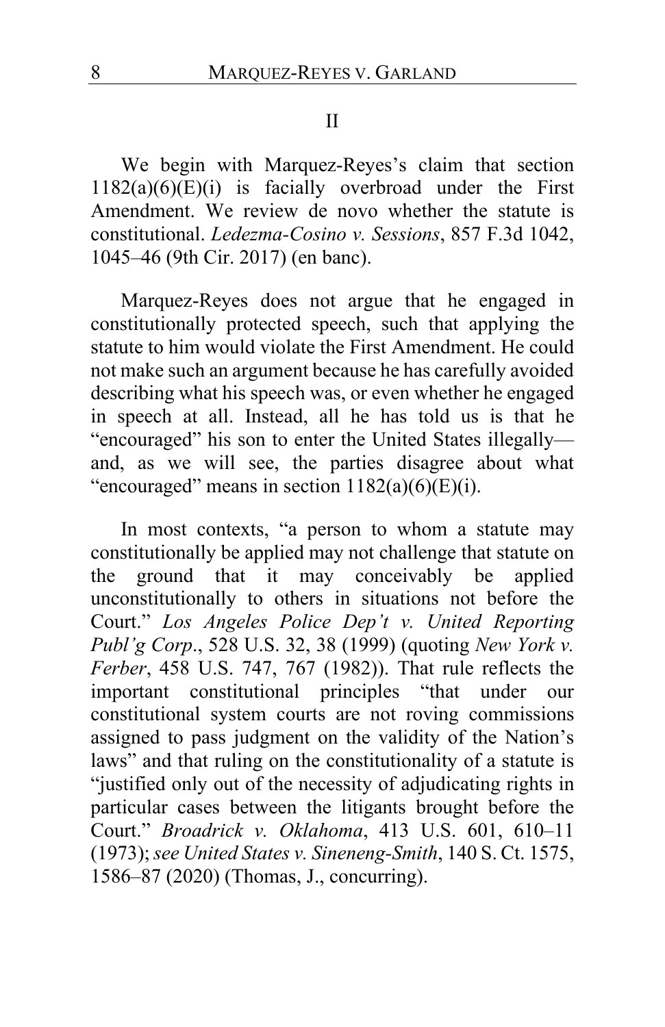## II

We begin with Marquez-Reyes's claim that section 1182(a)(6)(E)(i) is facially overbroad under the First Amendment. We review de novo whether the statute is constitutional. *Ledezma-Cosino v. Sessions*, 857 F.3d 1042, 1045–46 (9th Cir. 2017) (en banc).

Marquez-Reyes does not argue that he engaged in constitutionally protected speech, such that applying the statute to him would violate the First Amendment. He could not make such an argument because he has carefully avoided describing what his speech was, or even whether he engaged in speech at all. Instead, all he has told us is that he "encouraged" his son to enter the United States illegally—and, as we will see, the parties disagree about what "encouraged" means in section 1182(a)(6)(E)(i).

In most contexts, "a person to whom a statute may constitutionally be applied may not challenge that statute on the ground that it may conceivably be applied unconstitutionally to others in situations not before the Court." *Los Angeles Police Dep't v. United Reporting Publ'g Corp*., 528 U.S. 32, 38 (1999) (quoting *New York v. Ferber*, 458 U.S. 747, 767 (1982)). That rule reflects the important constitutional principles "that under our constitutional system courts are not roving commissions assigned to pass judgment on the validity of the Nation's laws" and that ruling on the constitutionality of a statute is "justified only out of the necessity of adjudicating rights in particular cases between the litigants brought before the Court." *Broadrick v. Oklahoma*, 413 U.S. 601, 610–11 (1973); *see United States v. Sineneng-Smith*, 140 S. Ct. 1575, 1586–87 (2020) (Thomas, J., concurring).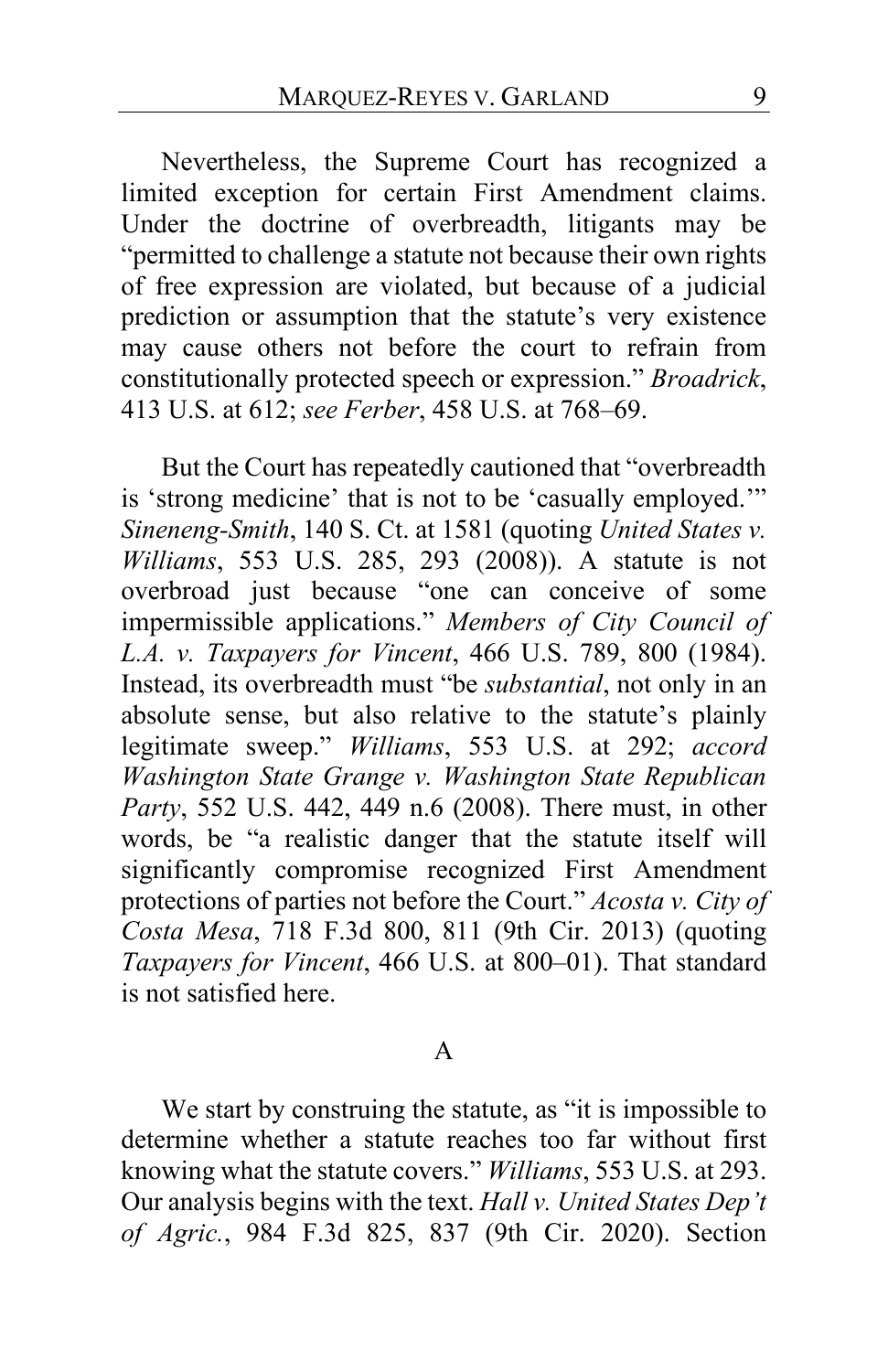Nevertheless, the Supreme Court has recognized a limited exception for certain First Amendment claims. Under the doctrine of overbreadth, litigants may be "permitted to challenge a statute not because their own rights of free expression are violated, but because of a judicial prediction or assumption that the statute's very existence may cause others not before the court to refrain from constitutionally protected speech or expression." *Broadrick*, 413 U.S. at 612; *see Ferber*, 458 U.S. at 768–69.

But the Court has repeatedly cautioned that "overbreadth is 'strong medicine' that is not to be 'casually employed.'" *Sineneng-Smith*, 140 S. Ct. at 1581 (quoting *United States v. Williams*, 553 U.S. 285, 293 (2008)). A statute is not overbroad just because "one can conceive of some impermissible applications." *Members of City Council of L.A. v. Taxpayers for Vincent*, 466 U.S. 789, 800 (1984). Instead, its overbreadth must "be *substantial*, not only in an absolute sense, but also relative to the statute's plainly legitimate sweep." *Williams*, 553 U.S. at 292; *accord Washington State Grange v. Washington State Republican Party*, 552 U.S. 442, 449 n.6 (2008). There must, in other words, be "a realistic danger that the statute itself will significantly compromise recognized First Amendment protections of parties not before the Court." *Acosta v. City of Costa Mesa*, 718 F.3d 800, 811 (9th Cir. 2013) (quoting *Taxpayers for Vincent*, 466 U.S. at 800–01). That standard is not satisfied here.

### A

We start by construing the statute, as "it is impossible to determine whether a statute reaches too far without first knowing what the statute covers." *Williams*, 553 U.S. at 293. Our analysis begins with the text. *Hall v. United States Dep't of Agric.*, 984 F.3d 825, 837 (9th Cir. 2020). Section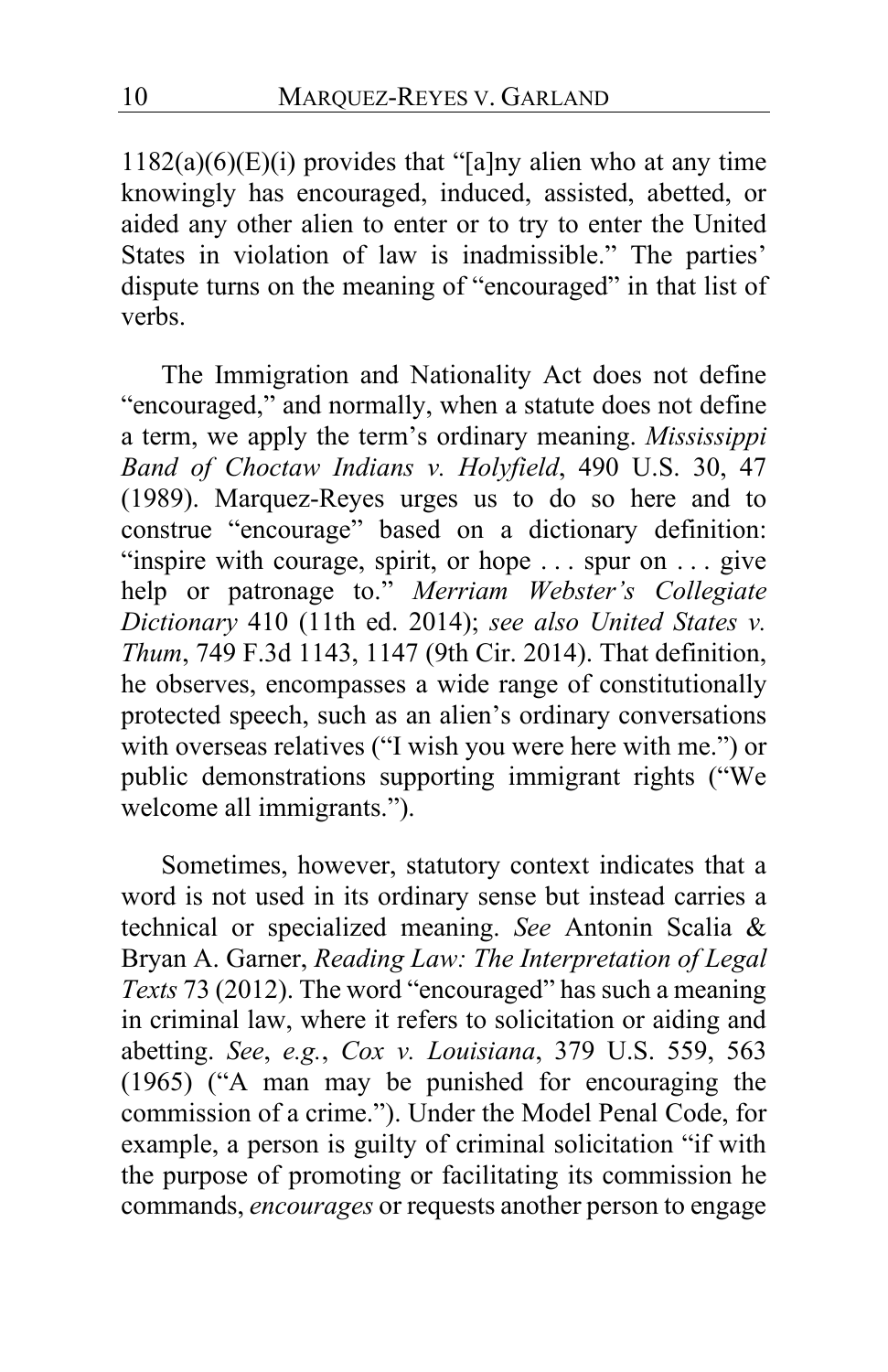1182(a)(6)(E)(i) provides that "[a]ny alien who at any time knowingly has encouraged, induced, assisted, abetted, or aided any other alien to enter or to try to enter the United States in violation of law is inadmissible." The parties' dispute turns on the meaning of "encouraged" in that list of verbs.

The Immigration and Nationality Act does not define "encouraged," and normally, when a statute does not define a term, we apply the term's ordinary meaning. *Mississippi Band of Choctaw Indians v. Holyfield*, 490 U.S. 30, 47 (1989). Marquez-Reyes urges us to do so here and to construe "encourage" based on a dictionary definition: "inspire with courage, spirit, or hope . . . spur on . . . give help or patronage to." *Merriam Webster's Collegiate Dictionary* 410 (11th ed. 2014); *see also United States v. Thum*, 749 F.3d 1143, 1147 (9th Cir. 2014). That definition, he observes, encompasses a wide range of constitutionally protected speech, such as an alien's ordinary conversations with overseas relatives ("I wish you were here with me.") or public demonstrations supporting immigrant rights ("We welcome all immigrants.").

Sometimes, however, statutory context indicates that a word is not used in its ordinary sense but instead carries a technical or specialized meaning. *See* Antonin Scalia & Bryan A. Garner, *Reading Law: The Interpretation of Legal Texts* 73 (2012). The word "encouraged" has such a meaning in criminal law, where it refers to solicitation or aiding and abetting. *See*, *e.g.*, *Cox v. Louisiana*, 379 U.S. 559, 563 (1965) ("A man may be punished for encouraging the commission of a crime."). Under the Model Penal Code, for example, a person is guilty of criminal solicitation "if with the purpose of promoting or facilitating its commission he commands, *encourages* or requests another person to engage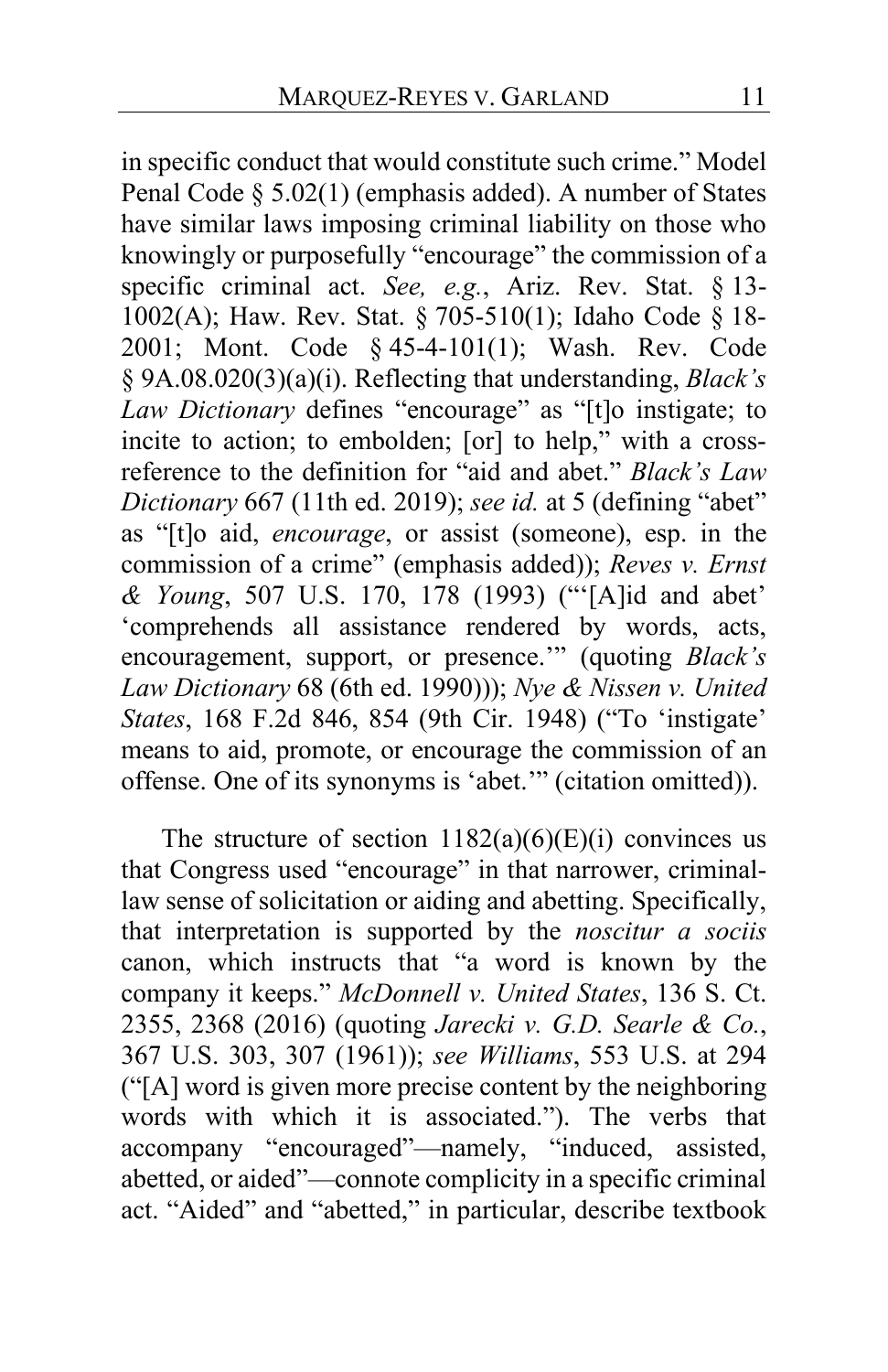in specific conduct that would constitute such crime." Model Penal Code § 5.02(1) (emphasis added). A number of States have similar laws imposing criminal liability on those who knowingly or purposefully "encourage" the commission of a specific criminal act. *See, e.g.*, Ariz. Rev. Stat. § 13-1002(A); Haw. Rev. Stat. § 705-510(1); Idaho Code § 18-2001; Mont. Code § 45-4-101(1); Wash. Rev. Code § 9A.08.020(3)(a)(i). Reflecting that understanding, *Black's Law Dictionary* defines "encourage" as "[t]o instigate; to incite to action; to embolden; [or] to help," with a cross-reference to the definition for "aid and abet." *Black's Law Dictionary* 667 (11th ed. 2019); *see id.* at 5 (defining "abet" as "[t]o aid, *encourage*, or assist (someone), esp. in the commission of a crime" (emphasis added)); *Reves v. Ernst & Young*, 507 U.S. 170, 178 (1993) ("'[A]id and abet' 'comprehends all assistance rendered by words, acts, encouragement, support, or presence.'" (quoting *Black's Law Dictionary* 68 (6th ed. 1990))); *Nye & Nissen v. United States*, 168 F.2d 846, 854 (9th Cir. 1948) ("To 'instigate' means to aid, promote, or encourage the commission of an offense. One of its synonyms is 'abet.'" (citation omitted)).

The structure of section 1182(a)(6)(E)(i) convinces us that Congress used "encourage" in that narrower, criminal-law sense of solicitation or aiding and abetting. Specifically, that interpretation is supported by the *noscitur a sociis* canon, which instructs that "a word is known by the company it keeps." *McDonnell v. United States*, 136 S. Ct. 2355, 2368 (2016) (quoting *Jarecki v. G.D. Searle & Co.*, 367 U.S. 303, 307 (1961)); *see Williams*, 553 U.S. at 294 ("[A] word is given more precise content by the neighboring words with which it is associated."). The verbs that accompany "encouraged"—namely, "induced, assisted, abetted, or aided"—connote complicity in a specific criminal act. "Aided" and "abetted," in particular, describe textbook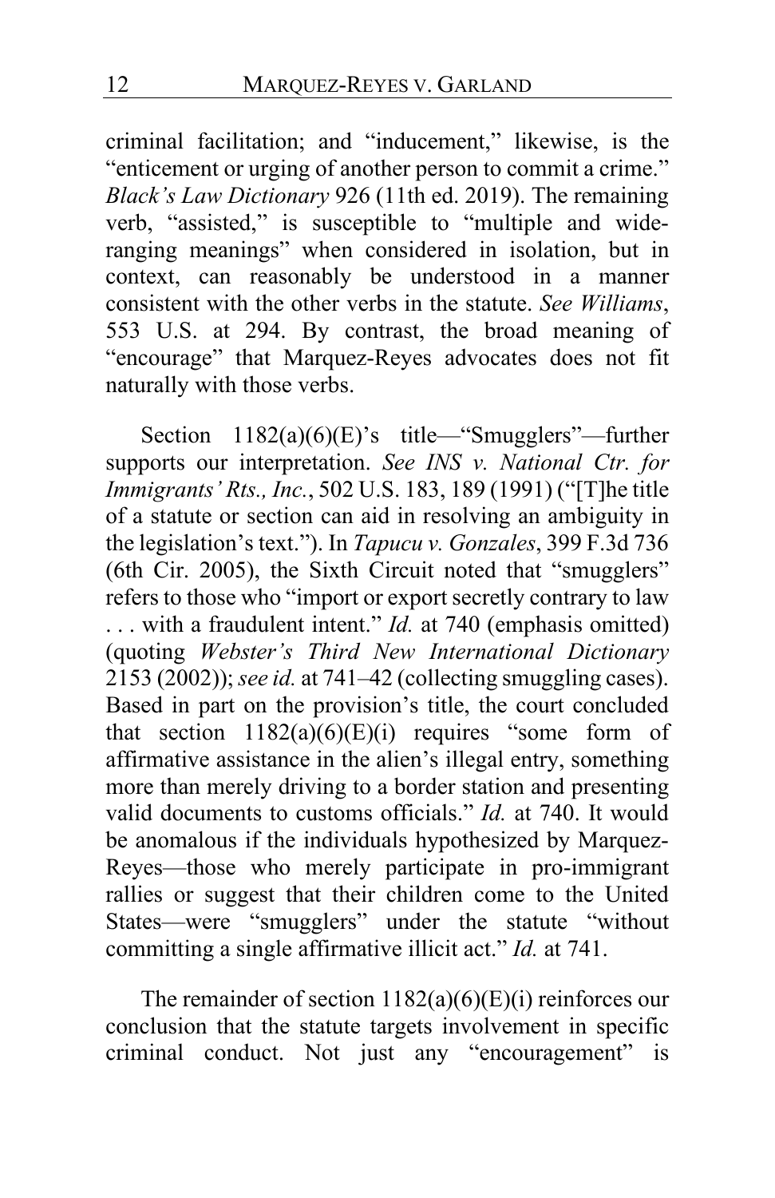criminal facilitation; and "inducement," likewise, is the "enticement or urging of another person to commit a crime." *Black's Law Dictionary* 926 (11th ed. 2019). The remaining verb, "assisted," is susceptible to "multiple and wide-ranging meanings" when considered in isolation, but in context, can reasonably be understood in a manner consistent with the other verbs in the statute. *See Williams*, 553 U.S. at 294. By contrast, the broad meaning of "encourage" that Marquez-Reyes advocates does not fit naturally with those verbs.

Section 1182(a)(6)(E)'s title—"Smugglers"—further supports our interpretation. *See INS v. National Ctr. for Immigrants' Rts., Inc.*, 502 U.S. 183, 189 (1991) ("[T]he title of a statute or section can aid in resolving an ambiguity in the legislation's text."). In *Tapucu v. Gonzales*, 399 F.3d 736 (6th Cir. 2005), the Sixth Circuit noted that "smugglers" refers to those who "import or export secretly contrary to law . . . with a fraudulent intent." *Id.* at 740 (emphasis omitted) (quoting *Webster's Third New International Dictionary* 2153 (2002)); *see id.* at 741–42 (collecting smuggling cases). Based in part on the provision's title, the court concluded that section 1182(a)(6)(E)(i) requires "some form of affirmative assistance in the alien's illegal entry, something more than merely driving to a border station and presenting valid documents to customs officials." *Id.* at 740. It would be anomalous if the individuals hypothesized by Marquez-Reyes—those who merely participate in pro-immigrant rallies or suggest that their children come to the United States—were "smugglers" under the statute "without committing a single affirmative illicit act." *Id.* at 741.

The remainder of section 1182(a)(6)(E)(i) reinforces our conclusion that the statute targets involvement in specific criminal conduct. Not just any "encouragement" is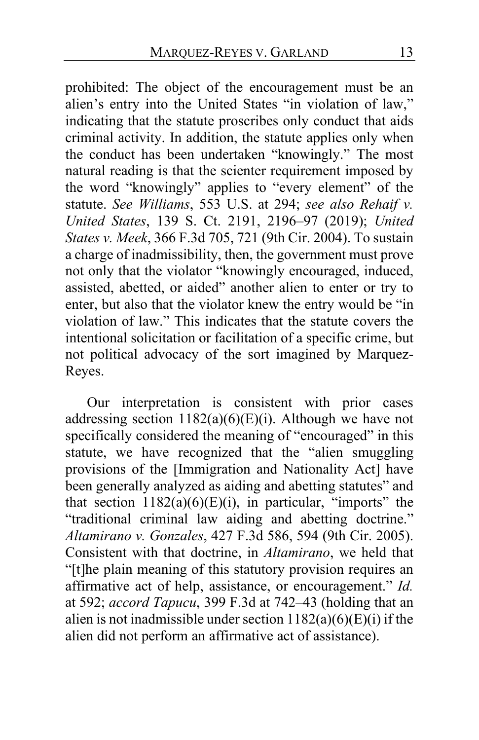prohibited: The object of the encouragement must be an alien's entry into the United States "in violation of law," indicating that the statute proscribes only conduct that aids criminal activity. In addition, the statute applies only when the conduct has been undertaken "knowingly." The most natural reading is that the scienter requirement imposed by the word "knowingly" applies to "every element" of the statute. *See Williams*, 553 U.S. at 294; *see also Rehaif v. United States*, 139 S. Ct. 2191, 2196–97 (2019); *United States v. Meek*, 366 F.3d 705, 721 (9th Cir. 2004). To sustain a charge of inadmissibility, then, the government must prove not only that the violator "knowingly encouraged, induced, assisted, abetted, or aided" another alien to enter or try to enter, but also that the violator knew the entry would be "in violation of law." This indicates that the statute covers the intentional solicitation or facilitation of a specific crime, but not political advocacy of the sort imagined by Marquez-Reyes.

Our interpretation is consistent with prior cases addressing section 1182(a)(6)(E)(i). Although we have not specifically considered the meaning of "encouraged" in this statute, we have recognized that the "alien smuggling provisions of the [Immigration and Nationality Act] have been generally analyzed as aiding and abetting statutes" and that section 1182(a)(6)(E)(i), in particular, "imports" the "traditional criminal law aiding and abetting doctrine." *Altamirano v. Gonzales*, 427 F.3d 586, 594 (9th Cir. 2005). Consistent with that doctrine, in *Altamirano*, we held that "[t]he plain meaning of this statutory provision requires an affirmative act of help, assistance, or encouragement." *Id.* at 592; *accord Tapucu*, 399 F.3d at 742–43 (holding that an alien is not inadmissible under section 1182(a)(6)(E)(i) if the alien did not perform an affirmative act of assistance).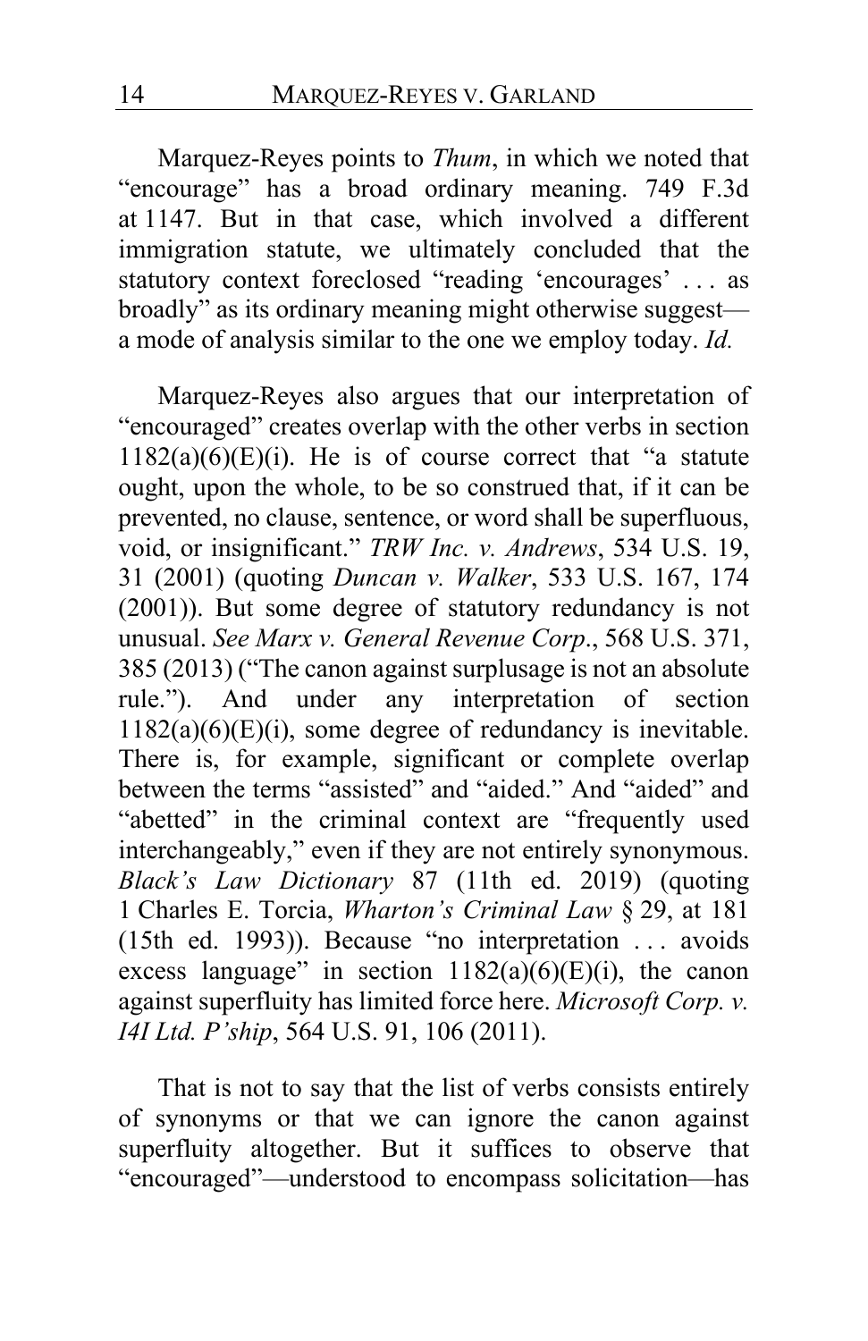Marquez-Reyes points to *Thum*, in which we noted that "encourage" has a broad ordinary meaning. 749 F.3d at 1147. But in that case, which involved a different immigration statute, we ultimately concluded that the statutory context foreclosed "reading 'encourages' . . . as broadly" as its ordinary meaning might otherwise suggest—a mode of analysis similar to the one we employ today. *Id.*

Marquez-Reyes also argues that our interpretation of "encouraged" creates overlap with the other verbs in section 1182(a)(6)(E)(i). He is of course correct that "a statute ought, upon the whole, to be so construed that, if it can be prevented, no clause, sentence, or word shall be superfluous, void, or insignificant." *TRW Inc. v. Andrews*, 534 U.S. 19, 31 (2001) (quoting *Duncan v. Walker*, 533 U.S. 167, 174 (2001)). But some degree of statutory redundancy is not unusual. *See Marx v. General Revenue Corp*., 568 U.S. 371, 385 (2013) ("The canon against surplusage is not an absolute rule."). And under any interpretation of section 1182(a)(6)(E)(i), some degree of redundancy is inevitable. There is, for example, significant or complete overlap between the terms "assisted" and "aided." And "aided" and "abetted" in the criminal context are "frequently used interchangeably," even if they are not entirely synonymous. *Black's Law Dictionary* 87 (11th ed. 2019) (quoting 1 Charles E. Torcia, *Wharton's Criminal Law* § 29, at 181 (15th ed. 1993)). Because "no interpretation . . . avoids excess language" in section 1182(a)(6)(E)(i), the canon against superfluity has limited force here. *Microsoft Corp. v. I4I Ltd. P'ship*, 564 U.S. 91, 106 (2011).

That is not to say that the list of verbs consists entirely of synonyms or that we can ignore the canon against superfluity altogether. But it suffices to observe that "encouraged"—understood to encompass solicitation—has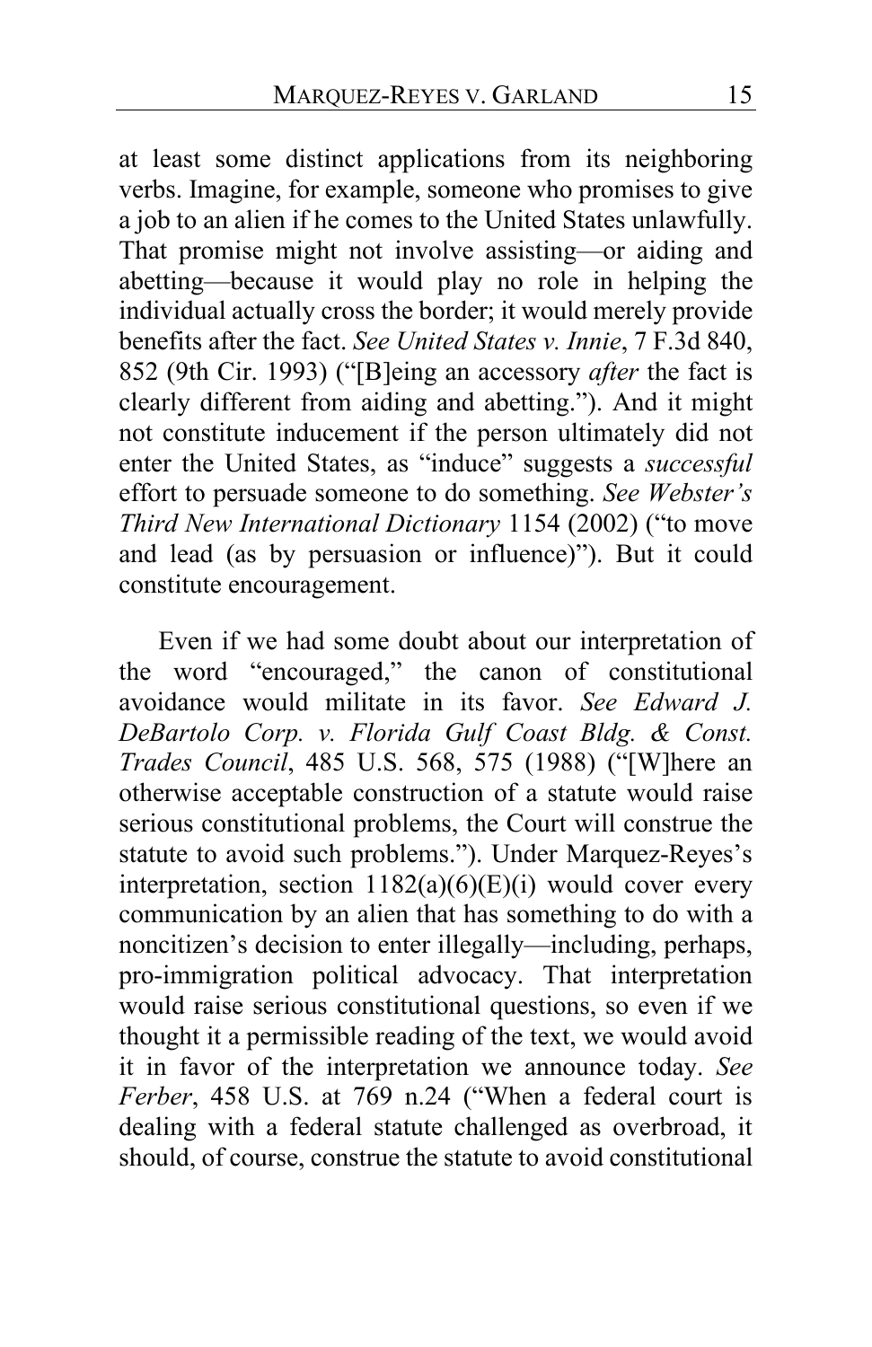at least some distinct applications from its neighboring verbs. Imagine, for example, someone who promises to give a job to an alien if he comes to the United States unlawfully. That promise might not involve assisting—or aiding and abetting—because it would play no role in helping the individual actually cross the border; it would merely provide benefits after the fact. *See United States v. Innie*, 7 F.3d 840, 852 (9th Cir. 1993) ("[B]eing an accessory *after* the fact is clearly different from aiding and abetting."). And it might not constitute inducement if the person ultimately did not enter the United States, as "induce" suggests a *successful* effort to persuade someone to do something. *See Webster's Third New International Dictionary* 1154 (2002) ("to move and lead (as by persuasion or influence)"). But it could constitute encouragement.

Even if we had some doubt about our interpretation of the word "encouraged," the canon of constitutional avoidance would militate in its favor. *See Edward J. DeBartolo Corp. v. Florida Gulf Coast Bldg. & Const. Trades Council*, 485 U.S. 568, 575 (1988) ("[W]here an otherwise acceptable construction of a statute would raise serious constitutional problems, the Court will construe the statute to avoid such problems."). Under Marquez-Reyes's interpretation, section 1182(a)(6)(E)(i) would cover every communication by an alien that has something to do with a noncitizen's decision to enter illegally—including, perhaps, pro-immigration political advocacy. That interpretation would raise serious constitutional questions, so even if we thought it a permissible reading of the text, we would avoid it in favor of the interpretation we announce today. *See Ferber*, 458 U.S. at 769 n.24 ("When a federal court is dealing with a federal statute challenged as overbroad, it should, of course, construe the statute to avoid constitutional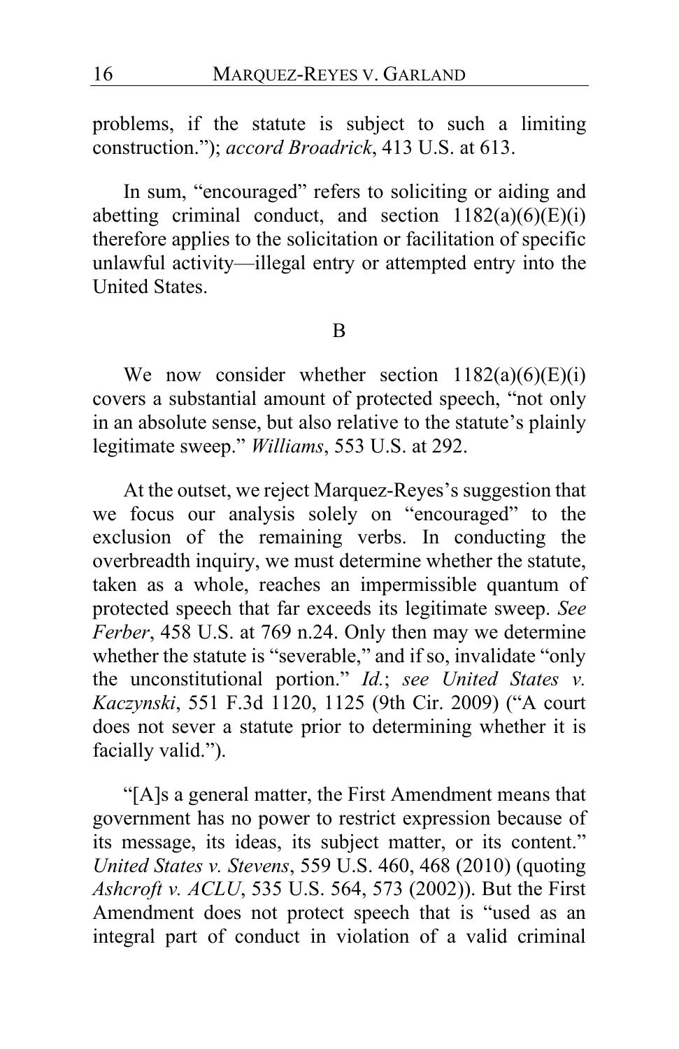problems, if the statute is subject to such a limiting construction."); *accord Broadrick*, 413 U.S. at 613.

In sum, "encouraged" refers to soliciting or aiding and abetting criminal conduct, and section 1182(a)(6)(E)(i) therefore applies to the solicitation or facilitation of specific unlawful activity—illegal entry or attempted entry into the United States.

### B

We now consider whether section 1182(a)(6)(E)(i) covers a substantial amount of protected speech, "not only in an absolute sense, but also relative to the statute's plainly legitimate sweep." *Williams*, 553 U.S. at 292.

At the outset, we reject Marquez-Reyes's suggestion that we focus our analysis solely on "encouraged" to the exclusion of the remaining verbs. In conducting the overbreadth inquiry, we must determine whether the statute, taken as a whole, reaches an impermissible quantum of protected speech that far exceeds its legitimate sweep. *See Ferber*, 458 U.S. at 769 n.24. Only then may we determine whether the statute is "severable," and if so, invalidate "only the unconstitutional portion." *Id.*; *see United States v. Kaczynski*, 551 F.3d 1120, 1125 (9th Cir. 2009) ("A court does not sever a statute prior to determining whether it is facially valid.").

"[A]s a general matter, the First Amendment means that government has no power to restrict expression because of its message, its ideas, its subject matter, or its content." *United States v. Stevens*, 559 U.S. 460, 468 (2010) (quoting *Ashcroft v. ACLU*, 535 U.S. 564, 573 (2002)). But the First Amendment does not protect speech that is "used as an integral part of conduct in violation of a valid criminal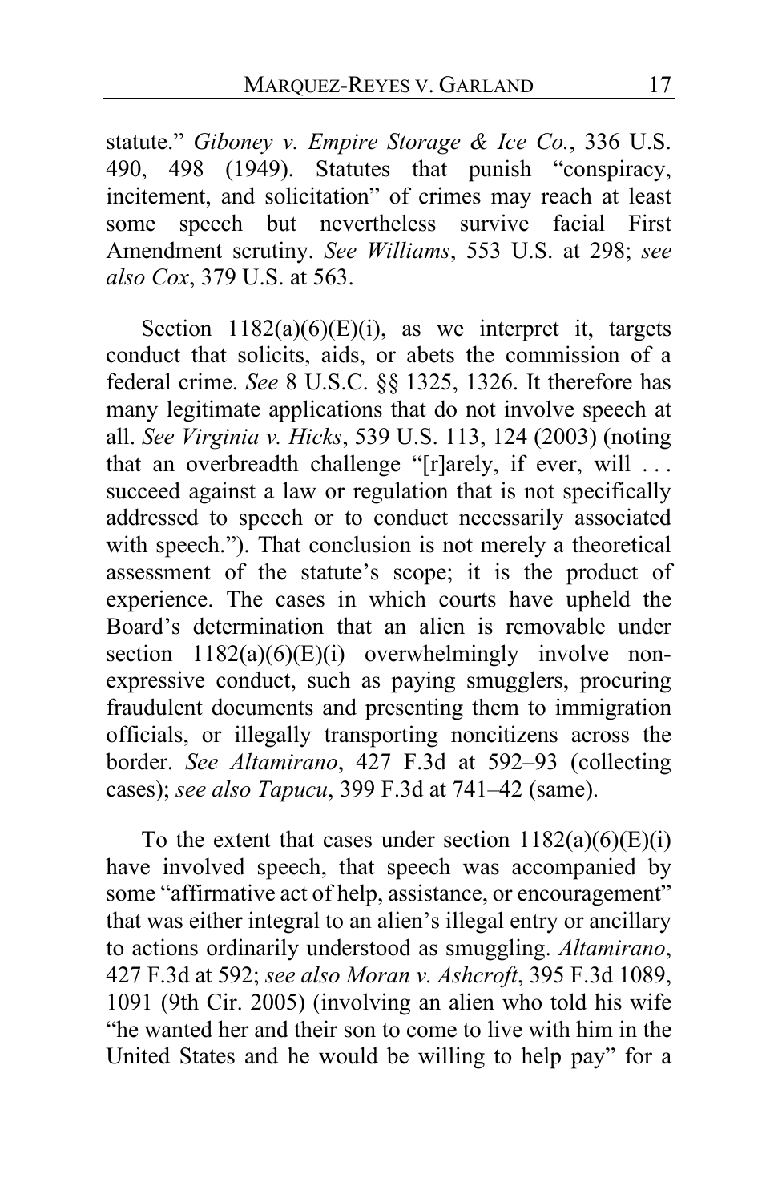statute." *Giboney v. Empire Storage & Ice Co.*, 336 U.S. 490, 498 (1949). Statutes that punish "conspiracy, incitement, and solicitation" of crimes may reach at least some speech but nevertheless survive facial First Amendment scrutiny. *See Williams*, 553 U.S. at 298; *see also Cox*, 379 U.S. at 563.

Section 1182(a)(6)(E)(i), as we interpret it, targets conduct that solicits, aids, or abets the commission of a federal crime. *See* 8 U.S.C. §§ 1325, 1326. It therefore has many legitimate applications that do not involve speech at all. *See Virginia v. Hicks*, 539 U.S. 113, 124 (2003) (noting that an overbreadth challenge "[r]arely, if ever, will . . . succeed against a law or regulation that is not specifically addressed to speech or to conduct necessarily associated with speech."). That conclusion is not merely a theoretical assessment of the statute's scope; it is the product of experience. The cases in which courts have upheld the Board's determination that an alien is removable under section 1182(a)(6)(E)(i) overwhelmingly involve non-expressive conduct, such as paying smugglers, procuring fraudulent documents and presenting them to immigration officials, or illegally transporting noncitizens across the border. *See Altamirano*, 427 F.3d at 592–93 (collecting cases); *see also Tapucu*, 399 F.3d at 741–42 (same).

To the extent that cases under section 1182(a)(6)(E)(i) have involved speech, that speech was accompanied by some "affirmative act of help, assistance, or encouragement" that was either integral to an alien's illegal entry or ancillary to actions ordinarily understood as smuggling. *Altamirano*, 427 F.3d at 592; *see also Moran v. Ashcroft*, 395 F.3d 1089, 1091 (9th Cir. 2005) (involving an alien who told his wife "he wanted her and their son to come to live with him in the United States and he would be willing to help pay" for a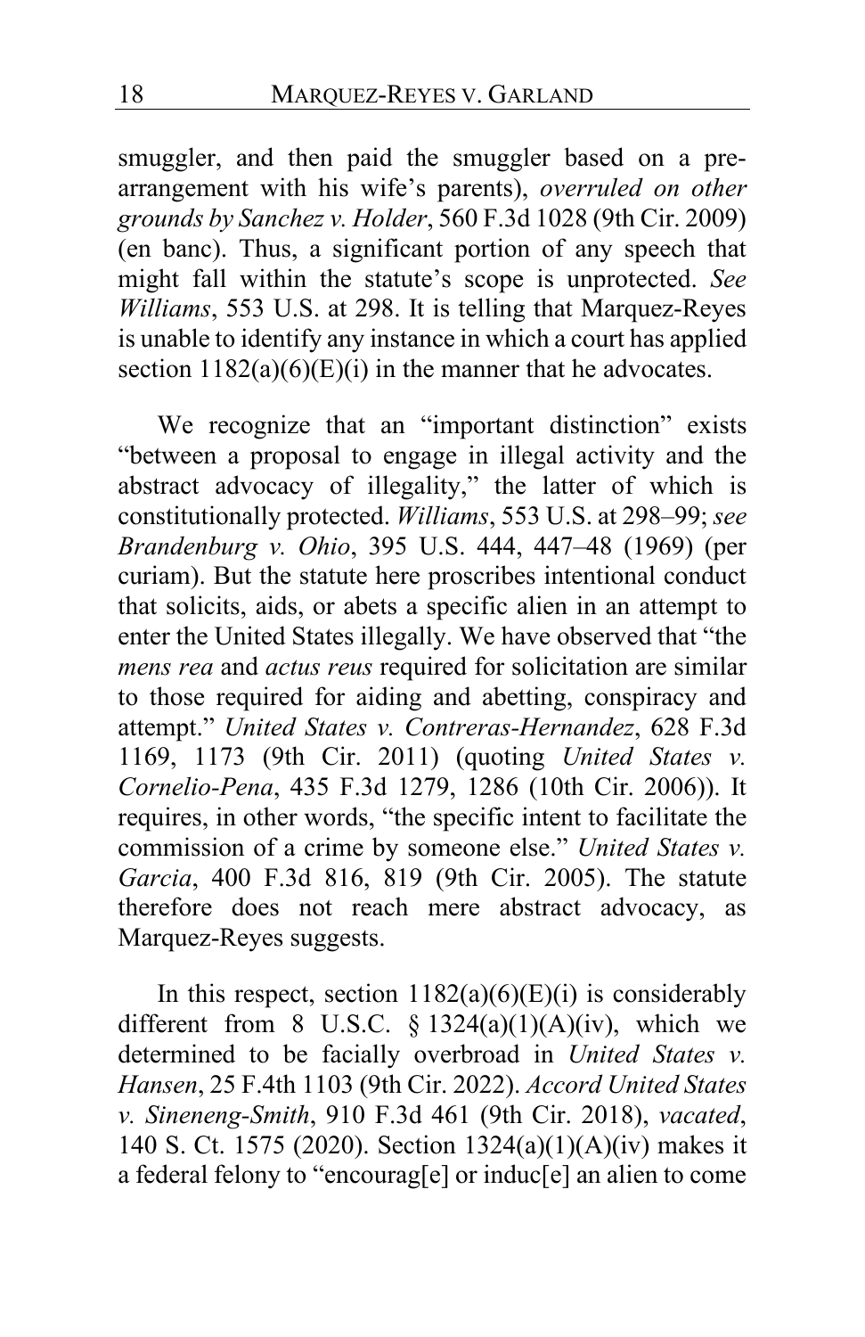smuggler, and then paid the smuggler based on a pre-arrangement with his wife's parents), *overruled on other grounds by Sanchez v. Holder*, 560 F.3d 1028 (9th Cir. 2009) (en banc). Thus, a significant portion of any speech that might fall within the statute's scope is unprotected. *See Williams*, 553 U.S. at 298. It is telling that Marquez-Reyes is unable to identify any instance in which a court has applied section 1182(a)(6)(E)(i) in the manner that he advocates.

We recognize that an "important distinction" exists "between a proposal to engage in illegal activity and the abstract advocacy of illegality," the latter of which is constitutionally protected. *Williams*, 553 U.S. at 298–99; *see Brandenburg v. Ohio*, 395 U.S. 444, 447–48 (1969) (per curiam). But the statute here proscribes intentional conduct that solicits, aids, or abets a specific alien in an attempt to enter the United States illegally. We have observed that "the *mens rea* and *actus reus* required for solicitation are similar to those required for aiding and abetting, conspiracy and attempt." *United States v. Contreras-Hernandez*, 628 F.3d 1169, 1173 (9th Cir. 2011) (quoting *United States v. Cornelio-Pena*, 435 F.3d 1279, 1286 (10th Cir. 2006)). It requires, in other words, "the specific intent to facilitate the commission of a crime by someone else." *United States v. Garcia*, 400 F.3d 816, 819 (9th Cir. 2005). The statute therefore does not reach mere abstract advocacy, as Marquez-Reyes suggests.

In this respect, section 1182(a)(6)(E)(i) is considerably different from 8 U.S.C. § 1324(a)(1)(A)(iv), which we determined to be facially overbroad in *United States v. Hansen*, 25 F.4th 1103 (9th Cir. 2022). *Accord United States v. Sineneng-Smith*, 910 F.3d 461 (9th Cir. 2018), *vacated*, 140 S. Ct. 1575 (2020). Section 1324(a)(1)(A)(iv) makes it a federal felony to "encourag[e] or induc[e] an alien to come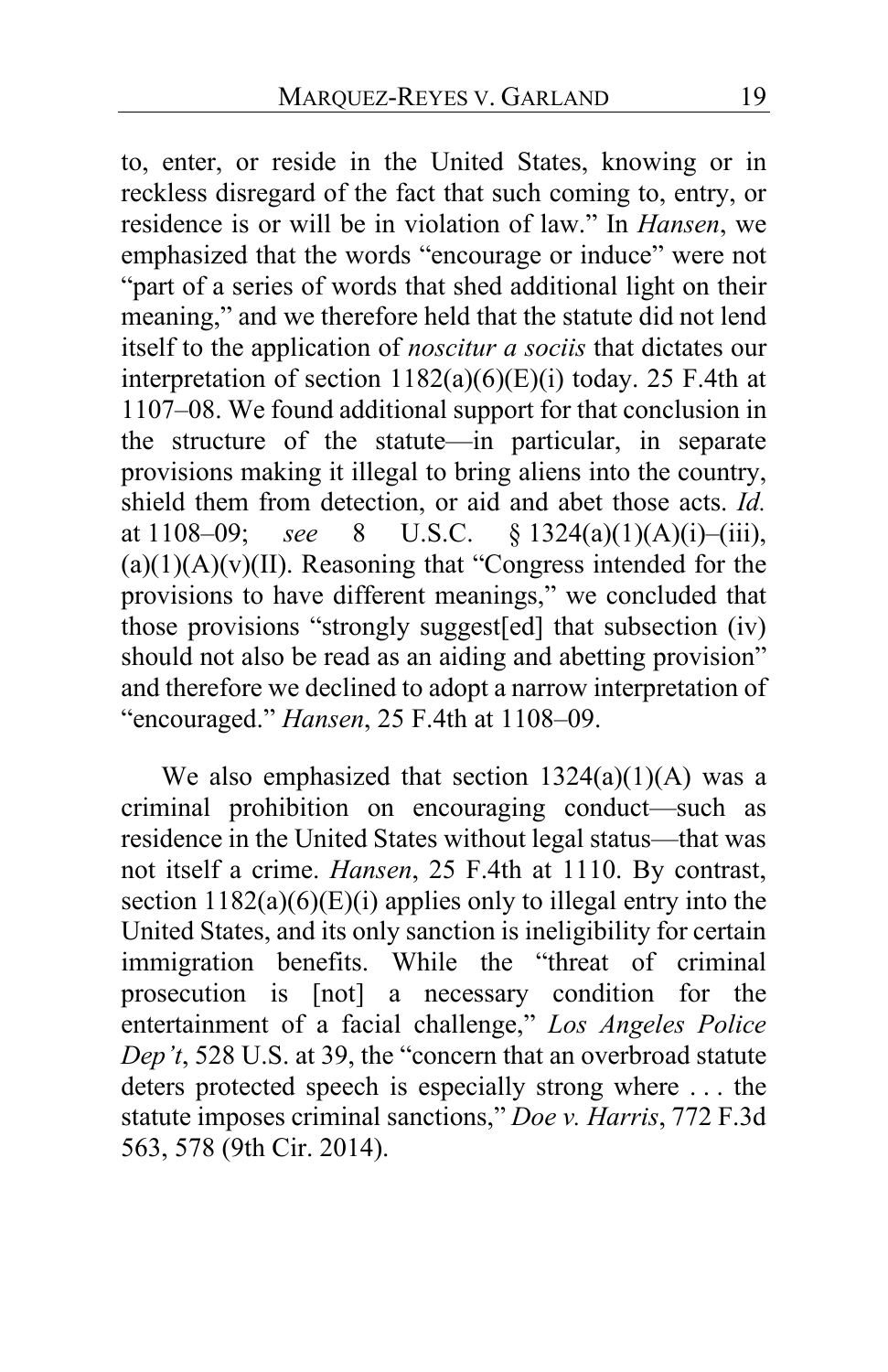to, enter, or reside in the United States, knowing or in reckless disregard of the fact that such coming to, entry, or residence is or will be in violation of law." In *Hansen*, we emphasized that the words "encourage or induce" were not "part of a series of words that shed additional light on their meaning," and we therefore held that the statute did not lend itself to the application of *noscitur a sociis* that dictates our interpretation of section 1182(a)(6)(E)(i) today. 25 F.4th at 1107–08. We found additional support for that conclusion in the structure of the statute—in particular, in separate provisions making it illegal to bring aliens into the country, shield them from detection, or aid and abet those acts. *Id.* at 1108–09; *see* 8 U.S.C. § 1324(a)(1)(A)(i)–(iii), (a)(1)(A)(v)(II). Reasoning that "Congress intended for the provisions to have different meanings," we concluded that those provisions "strongly suggest[ed] that subsection (iv) should not also be read as an aiding and abetting provision" and therefore we declined to adopt a narrow interpretation of "encouraged." *Hansen*, 25 F.4th at 1108–09.

We also emphasized that section 1324(a)(1)(A) was a criminal prohibition on encouraging conduct—such as residence in the United States without legal status—that was not itself a crime. *Hansen*, 25 F.4th at 1110. By contrast, section 1182(a)(6)(E)(i) applies only to illegal entry into the United States, and its only sanction is ineligibility for certain immigration benefits. While the "threat of criminal prosecution is [not] a necessary condition for the entertainment of a facial challenge," *Los Angeles Police Dep't*, 528 U.S. at 39, the "concern that an overbroad statute deters protected speech is especially strong where . . . the statute imposes criminal sanctions," *Doe v. Harris*, 772 F.3d 563, 578 (9th Cir. 2014).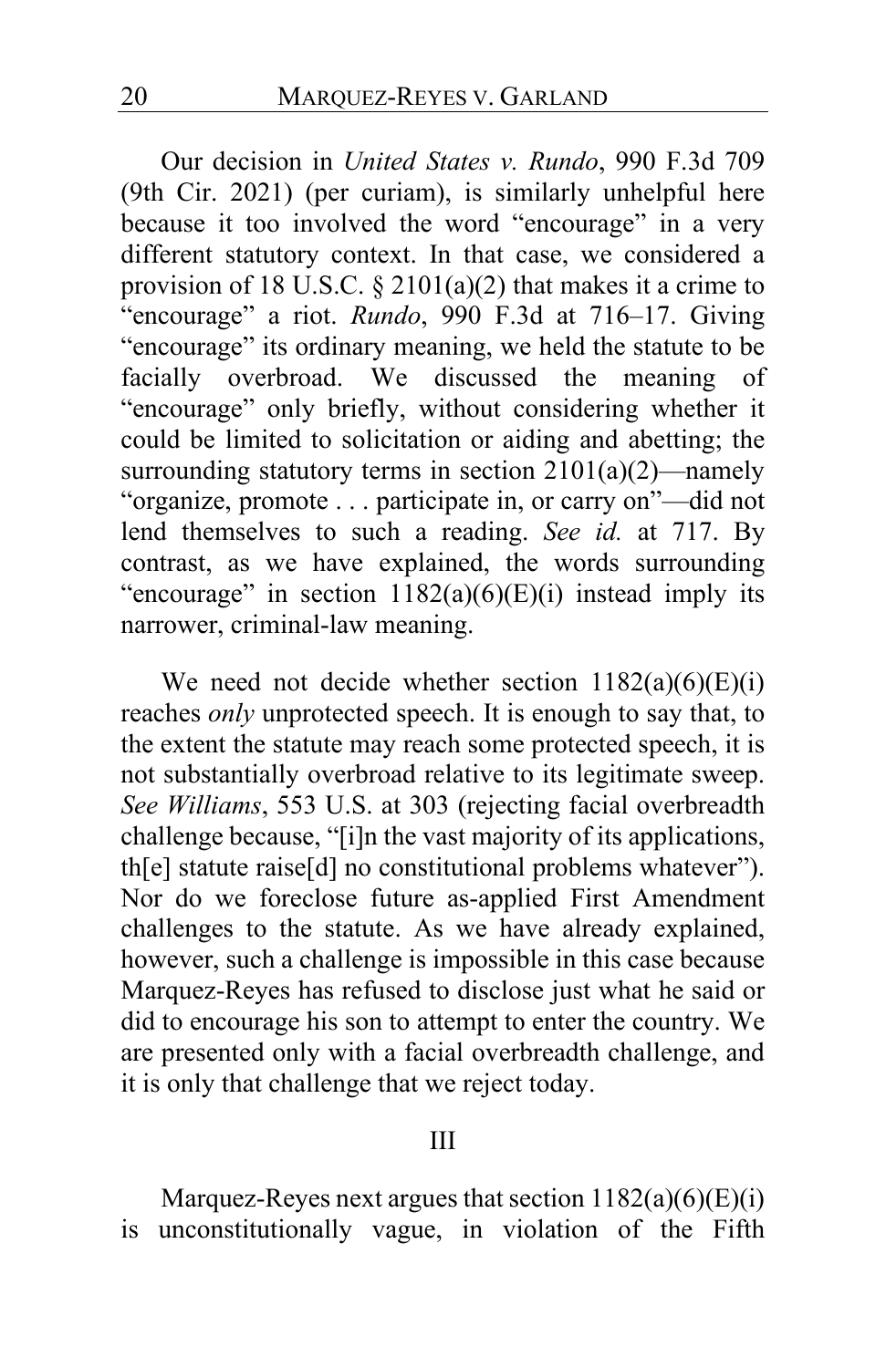Our decision in *United States v. Rundo*, 990 F.3d 709 (9th Cir. 2021) (per curiam), is similarly unhelpful here because it too involved the word "encourage" in a very different statutory context. In that case, we considered a provision of 18 U.S.C. § 2101(a)(2) that makes it a crime to "encourage" a riot. *Rundo*, 990 F.3d at 716–17. Giving "encourage" its ordinary meaning, we held the statute to be facially overbroad. We discussed the meaning of "encourage" only briefly, without considering whether it could be limited to solicitation or aiding and abetting; the surrounding statutory terms in section 2101(a)(2)—namely "organize, promote . . . participate in, or carry on"—did not lend themselves to such a reading. *See id.* at 717. By contrast, as we have explained, the words surrounding "encourage" in section 1182(a)(6)(E)(i) instead imply its narrower, criminal-law meaning.

We need not decide whether section 1182(a)(6)(E)(i) reaches *only* unprotected speech. It is enough to say that, to the extent the statute may reach some protected speech, it is not substantially overbroad relative to its legitimate sweep. *See Williams*, 553 U.S. at 303 (rejecting facial overbreadth challenge because, "[i]n the vast majority of its applications, th[e] statute raise[d] no constitutional problems whatever"). Nor do we foreclose future as-applied First Amendment challenges to the statute. As we have already explained, however, such a challenge is impossible in this case because Marquez-Reyes has refused to disclose just what he said or did to encourage his son to attempt to enter the country. We are presented only with a facial overbreadth challenge, and it is only that challenge that we reject today.

## III

Marquez-Reyes next argues that section 1182(a)(6)(E)(i) is unconstitutionally vague, in violation of the Fifth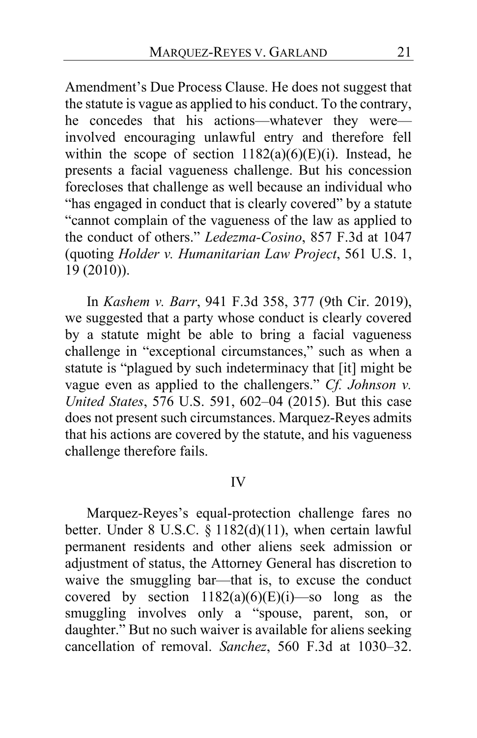Amendment's Due Process Clause. He does not suggest that the statute is vague as applied to his conduct. To the contrary, he concedes that his actions—whatever they were—involved encouraging unlawful entry and therefore fell within the scope of section 1182(a)(6)(E)(i). Instead, he presents a facial vagueness challenge. But his concession forecloses that challenge as well because an individual who "has engaged in conduct that is clearly covered" by a statute "cannot complain of the vagueness of the law as applied to the conduct of others." *Ledezma-Cosino*, 857 F.3d at 1047 (quoting *Holder v. Humanitarian Law Project*, 561 U.S. 1, 19 (2010)).

In *Kashem v. Barr*, 941 F.3d 358, 377 (9th Cir. 2019), we suggested that a party whose conduct is clearly covered by a statute might be able to bring a facial vagueness challenge in "exceptional circumstances," such as when a statute is "plagued by such indeterminacy that [it] might be vague even as applied to the challengers." *Cf. Johnson v. United States*, 576 U.S. 591, 602–04 (2015). But this case does not present such circumstances. Marquez-Reyes admits that his actions are covered by the statute, and his vagueness challenge therefore fails.

## IV

Marquez-Reyes's equal-protection challenge fares no better. Under 8 U.S.C. § 1182(d)(11), when certain lawful permanent residents and other aliens seek admission or adjustment of status, the Attorney General has discretion to waive the smuggling bar—that is, to excuse the conduct covered by section 1182(a)(6)(E)(i)—so long as the smuggling involves only a "spouse, parent, son, or daughter." But no such waiver is available for aliens seeking cancellation of removal. *Sanchez*, 560 F.3d at 1030–32.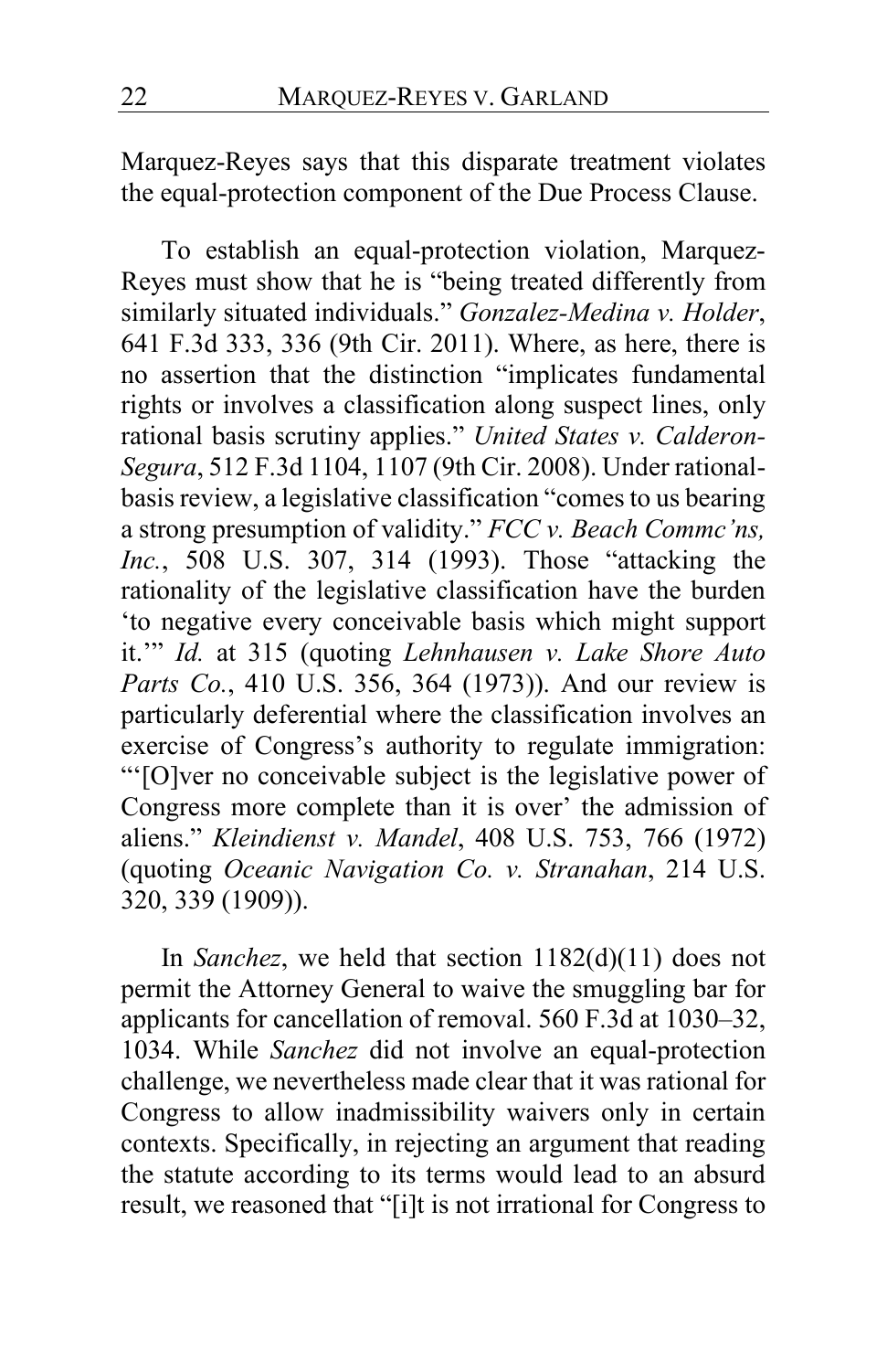Marquez-Reyes says that this disparate treatment violates the equal-protection component of the Due Process Clause.

To establish an equal-protection violation, Marquez-Reyes must show that he is "being treated differently from similarly situated individuals." *Gonzalez-Medina v. Holder*, 641 F.3d 333, 336 (9th Cir. 2011). Where, as here, there is no assertion that the distinction "implicates fundamental rights or involves a classification along suspect lines, only rational basis scrutiny applies." *United States v. Calderon-Segura*, 512 F.3d 1104, 1107 (9th Cir. 2008). Under rational-basis review, a legislative classification "comes to us bearing a strong presumption of validity." *FCC v. Beach Commc'ns, Inc.*, 508 U.S. 307, 314 (1993). Those "attacking the rationality of the legislative classification have the burden 'to negative every conceivable basis which might support it.'" *Id.* at 315 (quoting *Lehnhausen v. Lake Shore Auto Parts Co.*, 410 U.S. 356, 364 (1973)). And our review is particularly deferential where the classification involves an exercise of Congress's authority to regulate immigration: "'[O]ver no conceivable subject is the legislative power of Congress more complete than it is over' the admission of aliens." *Kleindienst v. Mandel*, 408 U.S. 753, 766 (1972) (quoting *Oceanic Navigation Co. v. Stranahan*, 214 U.S. 320, 339 (1909)).

In *Sanchez*, we held that section 1182(d)(11) does not permit the Attorney General to waive the smuggling bar for applicants for cancellation of removal. 560 F.3d at 1030–32, 1034. While *Sanchez* did not involve an equal-protection challenge, we nevertheless made clear that it was rational for Congress to allow inadmissibility waivers only in certain contexts. Specifically, in rejecting an argument that reading the statute according to its terms would lead to an absurd result, we reasoned that "[i]t is not irrational for Congress to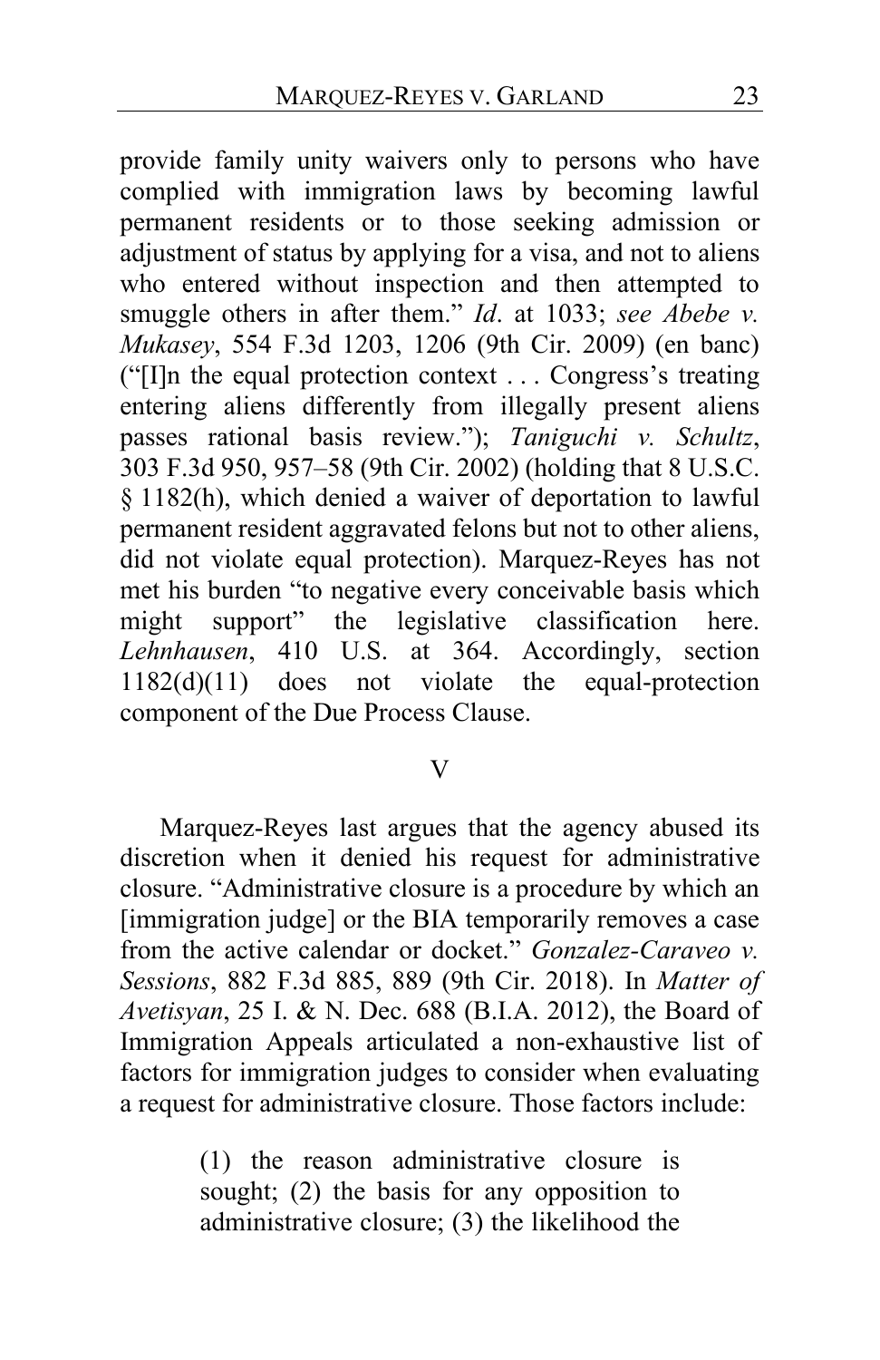provide family unity waivers only to persons who have complied with immigration laws by becoming lawful permanent residents or to those seeking admission or adjustment of status by applying for a visa, and not to aliens who entered without inspection and then attempted to smuggle others in after them." *Id*. at 1033; *see Abebe v. Mukasey*, 554 F.3d 1203, 1206 (9th Cir. 2009) (en banc) ("[I]n the equal protection context . . . Congress's treating entering aliens differently from illegally present aliens passes rational basis review."); *Taniguchi v. Schultz*, 303 F.3d 950, 957–58 (9th Cir. 2002) (holding that 8 U.S.C. § 1182(h), which denied a waiver of deportation to lawful permanent resident aggravated felons but not to other aliens, did not violate equal protection). Marquez-Reyes has not met his burden "to negative every conceivable basis which might support" the legislative classification here. *Lehnhausen*, 410 U.S. at 364. Accordingly, section 1182(d)(11) does not violate the equal-protection component of the Due Process Clause.

## V

Marquez-Reyes last argues that the agency abused its discretion when it denied his request for administrative closure. "Administrative closure is a procedure by which an [immigration judge] or the BIA temporarily removes a case from the active calendar or docket." *Gonzalez-Caraveo v. Sessions*, 882 F.3d 885, 889 (9th Cir. 2018). In *Matter of Avetisyan*, 25 I. & N. Dec. 688 (B.I.A. 2012), the Board of Immigration Appeals articulated a non-exhaustive list of factors for immigration judges to consider when evaluating a request for administrative closure. Those factors include:

> (1) the reason administrative closure is sought; (2) the basis for any opposition to administrative closure; (3) the likelihood the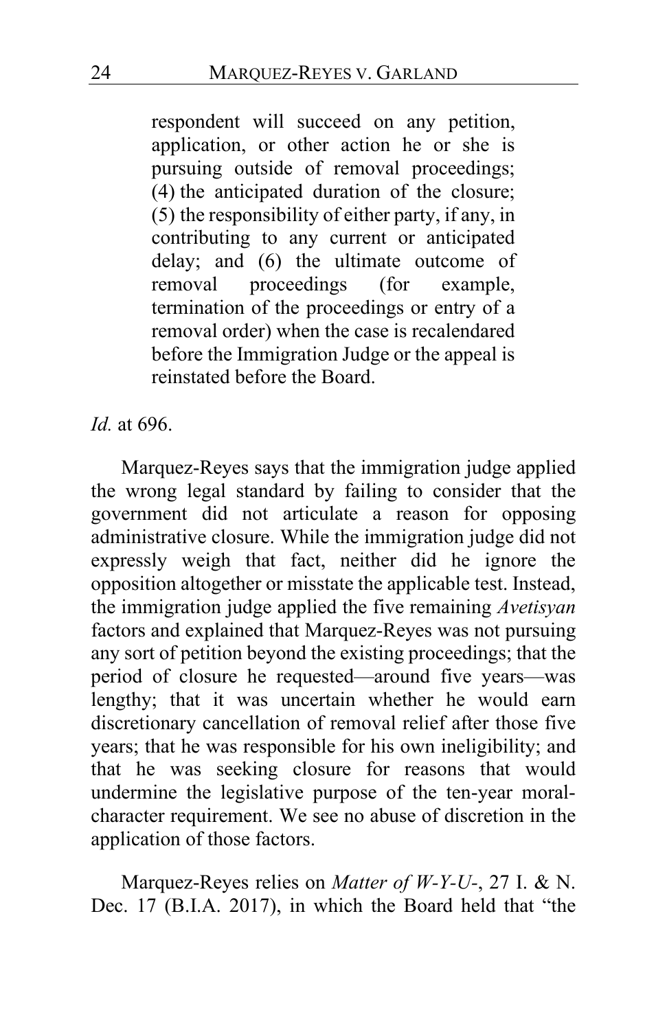> respondent will succeed on any petition, application, or other action he or she is pursuing outside of removal proceedings; (4) the anticipated duration of the closure; (5) the responsibility of either party, if any, in contributing to any current or anticipated delay; and (6) the ultimate outcome of removal proceedings (for example, termination of the proceedings or entry of a removal order) when the case is recalendared before the Immigration Judge or the appeal is reinstated before the Board.

*Id.* at 696.

Marquez-Reyes says that the immigration judge applied the wrong legal standard by failing to consider that the government did not articulate a reason for opposing administrative closure. While the immigration judge did not expressly weigh that fact, neither did he ignore the opposition altogether or misstate the applicable test. Instead, the immigration judge applied the five remaining *Avetisyan* factors and explained that Marquez-Reyes was not pursuing any sort of petition beyond the existing proceedings; that the period of closure he requested—around five years—was lengthy; that it was uncertain whether he would earn discretionary cancellation of removal relief after those five years; that he was responsible for his own ineligibility; and that he was seeking closure for reasons that would undermine the legislative purpose of the ten-year moral-character requirement. We see no abuse of discretion in the application of those factors.

Marquez-Reyes relies on *Matter of W-Y-U-*, 27 I. & N. Dec. 17 (B.I.A. 2017), in which the Board held that "the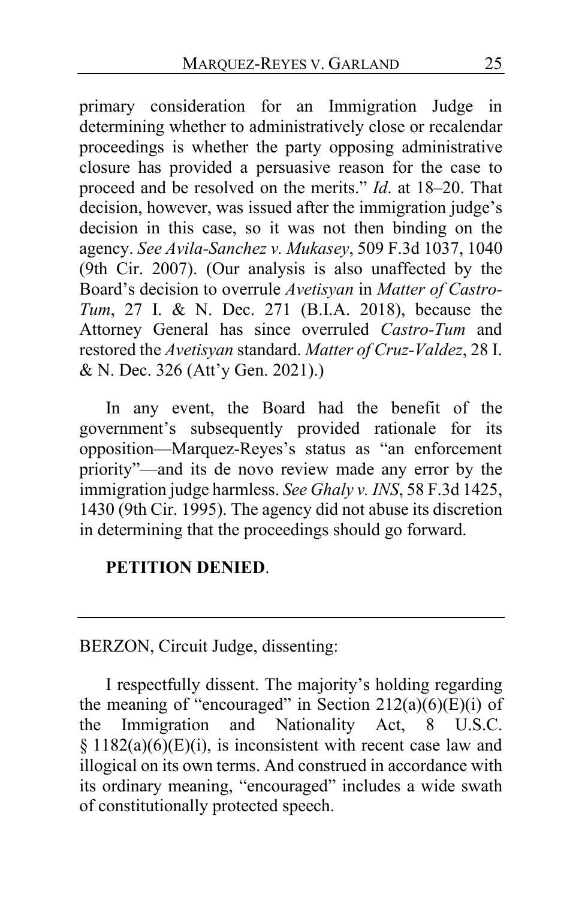primary consideration for an Immigration Judge in determining whether to administratively close or recalendar proceedings is whether the party opposing administrative closure has provided a persuasive reason for the case to proceed and be resolved on the merits." *Id*. at 18–20. That decision, however, was issued after the immigration judge's decision in this case, so it was not then binding on the agency. *See Avila-Sanchez v. Mukasey*, 509 F.3d 1037, 1040 (9th Cir. 2007). (Our analysis is also unaffected by the Board's decision to overrule *Avetisyan* in *Matter of Castro-Tum*, 27 I. & N. Dec. 271 (B.I.A. 2018), because the Attorney General has since overruled *Castro-Tum* and restored the *Avetisyan* standard. *Matter of Cruz-Valdez*, 28 I. & N. Dec. 326 (Att'y Gen. 2021).)

In any event, the Board had the benefit of the government's subsequently provided rationale for its opposition—Marquez-Reyes's status as "an enforcement priority"—and its de novo review made any error by the immigration judge harmless. *See Ghaly v. INS*, 58 F.3d 1425, 1430 (9th Cir. 1995). The agency did not abuse its discretion in determining that the proceedings should go forward.

**PETITION DENIED**.

---

BERZON, Circuit Judge, dissenting:

I respectfully dissent. The majority's holding regarding the meaning of "encouraged" in Section 212(a)(6)(E)(i) of the Immigration and Nationality Act, 8 U.S.C. § 1182(a)(6)(E)(i), is inconsistent with recent case law and illogical on its own terms. And construed in accordance with its ordinary meaning, "encouraged" includes a wide swath of constitutionally protected speech.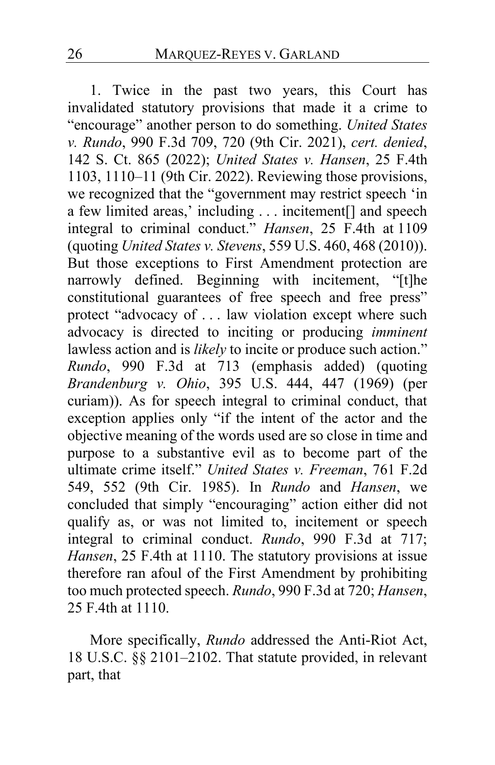1. Twice in the past two years, this Court has invalidated statutory provisions that made it a crime to "encourage" another person to do something. *United States v. Rundo*, 990 F.3d 709, 720 (9th Cir. 2021), *cert. denied*, 142 S. Ct. 865 (2022); *United States v. Hansen*, 25 F.4th 1103, 1110–11 (9th Cir. 2022). Reviewing those provisions, we recognized that the "government may restrict speech 'in a few limited areas,' including . . . incitement[] and speech integral to criminal conduct." *Hansen*, 25 F.4th at 1109 (quoting *United States v. Stevens*, 559 U.S. 460, 468 (2010)). But those exceptions to First Amendment protection are narrowly defined. Beginning with incitement, "[t]he constitutional guarantees of free speech and free press" protect "advocacy of . . . law violation except where such advocacy is directed to inciting or producing *imminent* lawless action and is *likely* to incite or produce such action." *Rundo*, 990 F.3d at 713 (emphasis added) (quoting *Brandenburg v. Ohio*, 395 U.S. 444, 447 (1969) (per curiam)). As for speech integral to criminal conduct, that exception applies only "if the intent of the actor and the objective meaning of the words used are so close in time and purpose to a substantive evil as to become part of the ultimate crime itself." *United States v. Freeman*, 761 F.2d 549, 552 (9th Cir. 1985). In *Rundo* and *Hansen*, we concluded that simply "encouraging" action either did not qualify as, or was not limited to, incitement or speech integral to criminal conduct. *Rundo*, 990 F.3d at 717; *Hansen*, 25 F.4th at 1110. The statutory provisions at issue therefore ran afoul of the First Amendment by prohibiting too much protected speech. *Rundo*, 990 F.3d at 720; *Hansen*, 25 F.4th at 1110.

More specifically, *Rundo* addressed the Anti-Riot Act, 18 U.S.C. §§ 2101–2102. That statute provided, in relevant part, that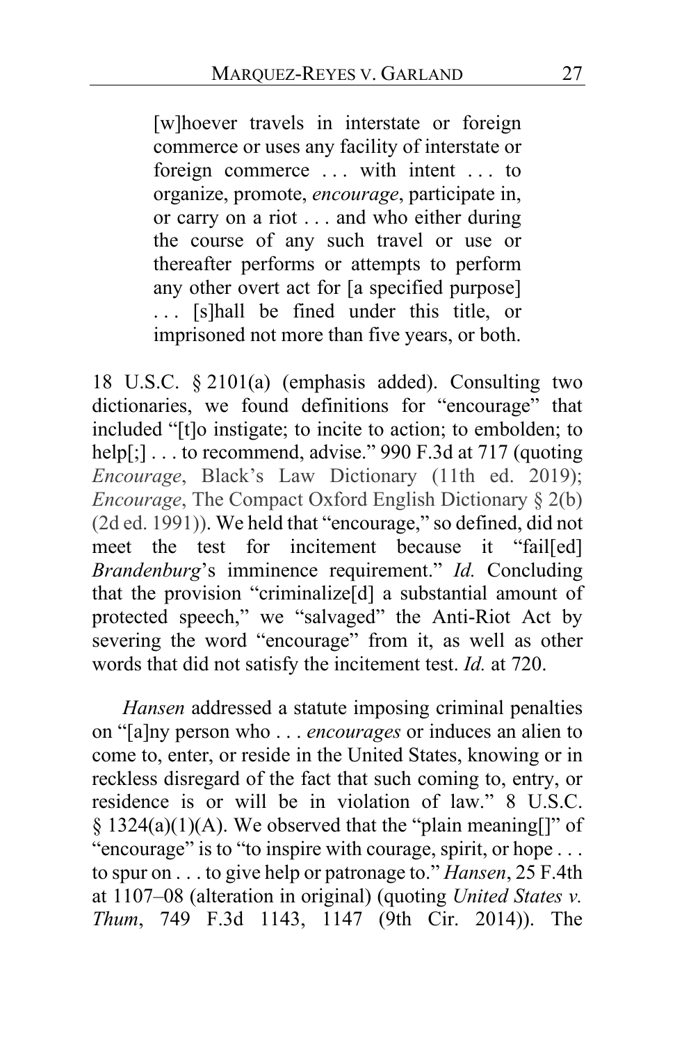> [w]hoever travels in interstate or foreign commerce or uses any facility of interstate or foreign commerce . . . with intent . . . to organize, promote, *encourage*, participate in, or carry on a riot . . . and who either during the course of any such travel or use or thereafter performs or attempts to perform any other overt act for [a specified purpose] . . . [s]hall be fined under this title, or imprisoned not more than five years, or both.

18 U.S.C. § 2101(a) (emphasis added). Consulting two dictionaries, we found definitions for "encourage" that included "[t]o instigate; to incite to action; to embolden; to help[;] . . . to recommend, advise." 990 F.3d at 717 (quoting *Encourage*, Black's Law Dictionary (11th ed. 2019); *Encourage*, The Compact Oxford English Dictionary § 2(b) (2d ed. 1991)). We held that "encourage," so defined, did not meet the test for incitement because it "fail[ed] *Brandenburg*'s imminence requirement." *Id.* Concluding that the provision "criminalize[d] a substantial amount of protected speech," we "salvaged" the Anti-Riot Act by severing the word "encourage" from it, as well as other words that did not satisfy the incitement test. *Id.* at 720.

*Hansen* addressed a statute imposing criminal penalties on "[a]ny person who . . . *encourages* or induces an alien to come to, enter, or reside in the United States, knowing or in reckless disregard of the fact that such coming to, entry, or residence is or will be in violation of law." 8 U.S.C. § 1324(a)(1)(A). We observed that the "plain meaning[]" of "encourage" is to "to inspire with courage, spirit, or hope . . . to spur on . . . to give help or patronage to." *Hansen*, 25 F.4th at 1107–08 (alteration in original) (quoting *United States v. Thum*, 749 F.3d 1143, 1147 (9th Cir. 2014)). The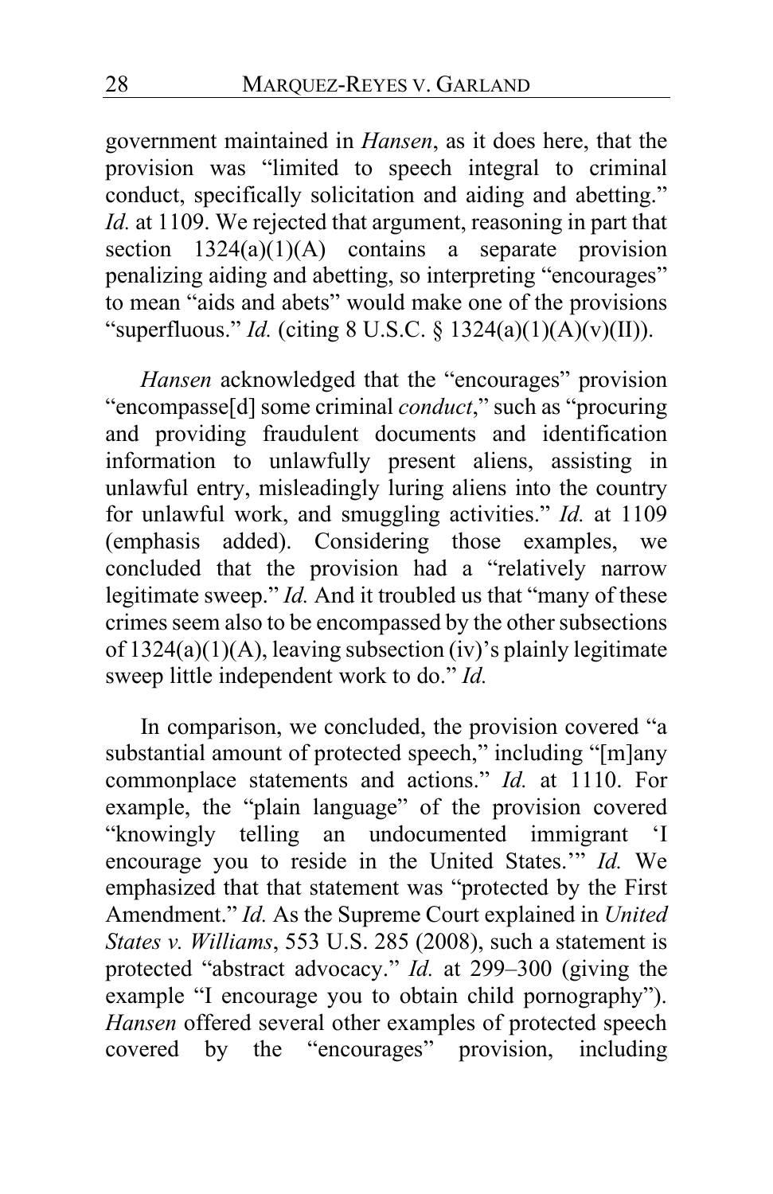government maintained in *Hansen*, as it does here, that the provision was "limited to speech integral to criminal conduct, specifically solicitation and aiding and abetting." *Id.* at 1109. We rejected that argument, reasoning in part that section 1324(a)(1)(A) contains a separate provision penalizing aiding and abetting, so interpreting "encourages" to mean "aids and abets" would make one of the provisions "superfluous." *Id.* (citing 8 U.S.C. § 1324(a)(1)(A)(v)(II)).

*Hansen* acknowledged that the "encourages" provision "encompasse[d] some criminal *conduct*," such as "procuring and providing fraudulent documents and identification information to unlawfully present aliens, assisting in unlawful entry, misleadingly luring aliens into the country for unlawful work, and smuggling activities." *Id.* at 1109 (emphasis added). Considering those examples, we concluded that the provision had a "relatively narrow legitimate sweep." *Id.* And it troubled us that "many of these crimes seem also to be encompassed by the other subsections of 1324(a)(1)(A), leaving subsection (iv)'s plainly legitimate sweep little independent work to do." *Id.*

In comparison, we concluded, the provision covered "a substantial amount of protected speech," including "[m]any commonplace statements and actions." *Id.* at 1110. For example, the "plain language" of the provision covered "knowingly telling an undocumented immigrant 'I encourage you to reside in the United States.'" *Id.* We emphasized that that statement was "protected by the First Amendment." *Id.* As the Supreme Court explained in *United States v. Williams*, 553 U.S. 285 (2008), such a statement is protected "abstract advocacy." *Id.* at 299–300 (giving the example "I encourage you to obtain child pornography"). *Hansen* offered several other examples of protected speech covered by the "encourages" provision, including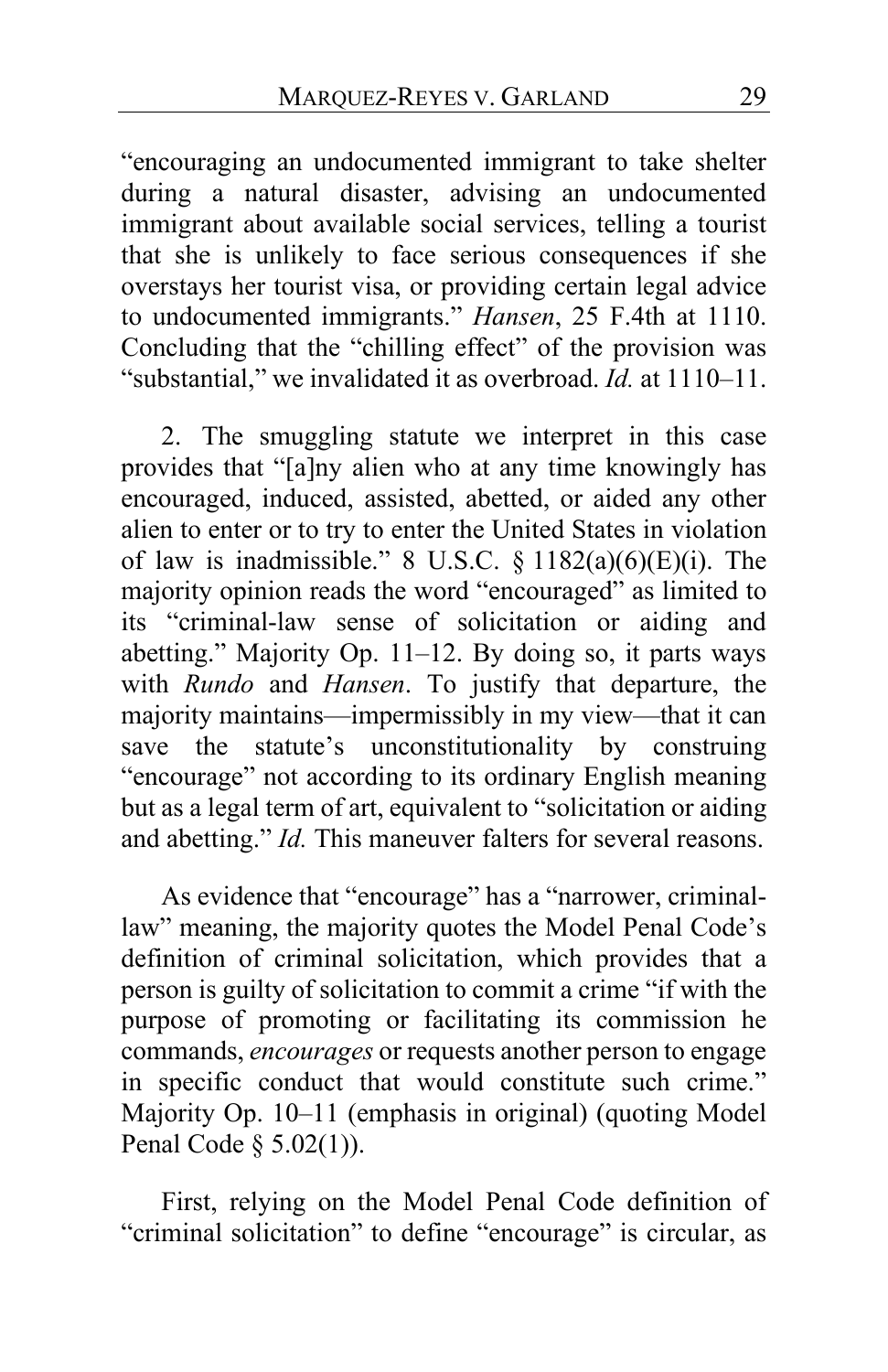"encouraging an undocumented immigrant to take shelter during a natural disaster, advising an undocumented immigrant about available social services, telling a tourist that she is unlikely to face serious consequences if she overstays her tourist visa, or providing certain legal advice to undocumented immigrants." *Hansen*, 25 F.4th at 1110. Concluding that the "chilling effect" of the provision was "substantial," we invalidated it as overbroad. *Id.* at 1110–11.

2. The smuggling statute we interpret in this case provides that "[a]ny alien who at any time knowingly has encouraged, induced, assisted, abetted, or aided any other alien to enter or to try to enter the United States in violation of law is inadmissible." 8 U.S.C. § 1182(a)(6)(E)(i). The majority opinion reads the word "encouraged" as limited to its "criminal-law sense of solicitation or aiding and abetting." Majority Op. 11–12. By doing so, it parts ways with *Rundo* and *Hansen*. To justify that departure, the majority maintains—impermissibly in my view—that it can save the statute's unconstitutionality by construing "encourage" not according to its ordinary English meaning but as a legal term of art, equivalent to "solicitation or aiding and abetting." *Id.* This maneuver falters for several reasons.

As evidence that "encourage" has a "narrower, criminal-law" meaning, the majority quotes the Model Penal Code's definition of criminal solicitation, which provides that a person is guilty of solicitation to commit a crime "if with the purpose of promoting or facilitating its commission he commands, *encourages* or requests another person to engage in specific conduct that would constitute such crime." Majority Op. 10–11 (emphasis in original) (quoting Model Penal Code § 5.02(1)).

First, relying on the Model Penal Code definition of "criminal solicitation" to define "encourage" is circular, as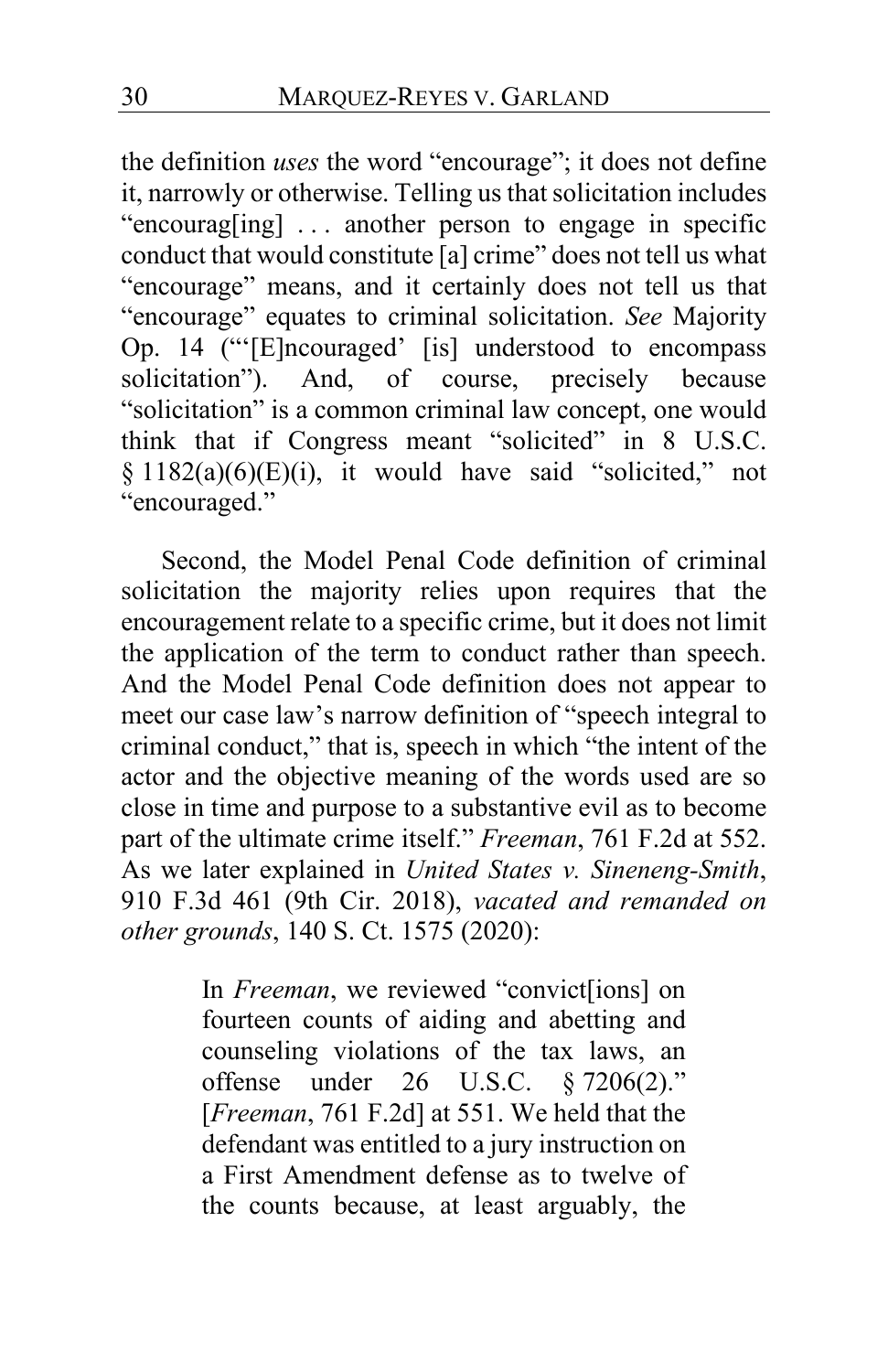the definition *uses* the word "encourage"; it does not define it, narrowly or otherwise. Telling us that solicitation includes "encourag[ing] . . . another person to engage in specific conduct that would constitute [a] crime" does not tell us what "encourage" means, and it certainly does not tell us that "encourage" equates to criminal solicitation. *See* Majority Op. 14 ("'[E]ncouraged' [is] understood to encompass solicitation"). And, of course, precisely because "solicitation" is a common criminal law concept, one would think that if Congress meant "solicited" in 8 U.S.C. § 1182(a)(6)(E)(i), it would have said "solicited," not "encouraged."

Second, the Model Penal Code definition of criminal solicitation the majority relies upon requires that the encouragement relate to a specific crime, but it does not limit the application of the term to conduct rather than speech. And the Model Penal Code definition does not appear to meet our case law's narrow definition of "speech integral to criminal conduct," that is, speech in which "the intent of the actor and the objective meaning of the words used are so close in time and purpose to a substantive evil as to become part of the ultimate crime itself." *Freeman*, 761 F.2d at 552. As we later explained in *United States v. Sineneng-Smith*, 910 F.3d 461 (9th Cir. 2018), *vacated and remanded on other grounds*, 140 S. Ct. 1575 (2020):

> In *Freeman*, we reviewed "convict[ions] on fourteen counts of aiding and abetting and counseling violations of the tax laws, an offense under 26 U.S.C. § 7206(2)." [*Freeman*, 761 F.2d] at 551. We held that the defendant was entitled to a jury instruction on a First Amendment defense as to twelve of the counts because, at least arguably, the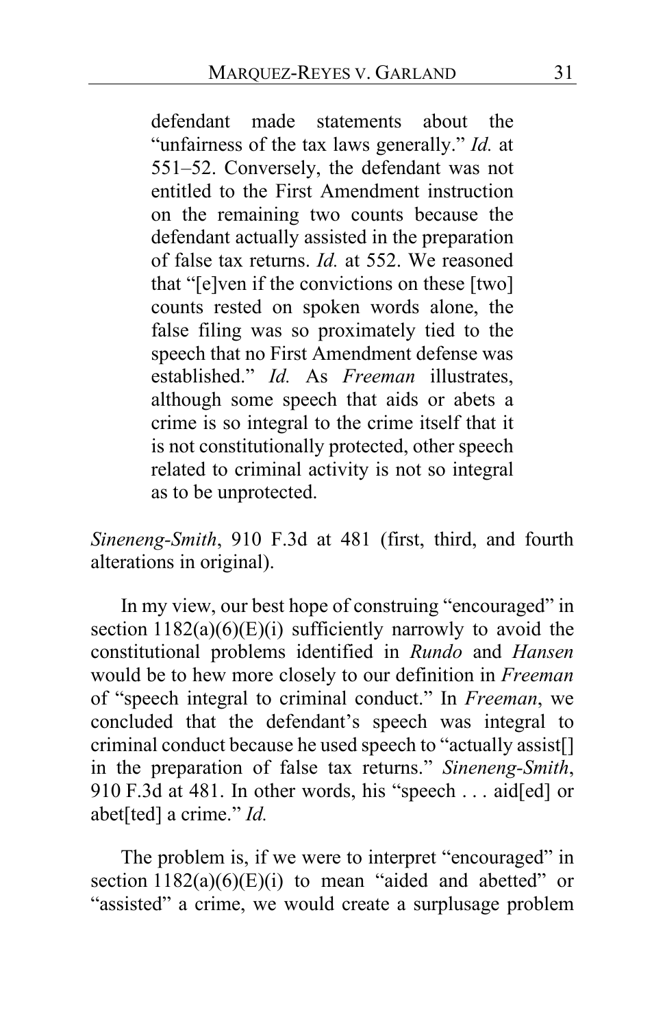> defendant made statements about the "unfairness of the tax laws generally." *Id.* at 551–52. Conversely, the defendant was not entitled to the First Amendment instruction on the remaining two counts because the defendant actually assisted in the preparation of false tax returns. *Id.* at 552. We reasoned that "[e]ven if the convictions on these [two] counts rested on spoken words alone, the false filing was so proximately tied to the speech that no First Amendment defense was established." *Id.* As *Freeman* illustrates, although some speech that aids or abets a crime is so integral to the crime itself that it is not constitutionally protected, other speech related to criminal activity is not so integral as to be unprotected.

*Sineneng-Smith*, 910 F.3d at 481 (first, third, and fourth alterations in original).

In my view, our best hope of construing "encouraged" in section 1182(a)(6)(E)(i) sufficiently narrowly to avoid the constitutional problems identified in *Rundo* and *Hansen* would be to hew more closely to our definition in *Freeman* of "speech integral to criminal conduct." In *Freeman*, we concluded that the defendant's speech was integral to criminal conduct because he used speech to "actually assist[] in the preparation of false tax returns." *Sineneng-Smith*, 910 F.3d at 481. In other words, his "speech . . . aid[ed] or abet[ted] a crime." *Id.*

The problem is, if we were to interpret "encouraged" in section 1182(a)(6)(E)(i) to mean "aided and abetted" or "assisted" a crime, we would create a surplusage problem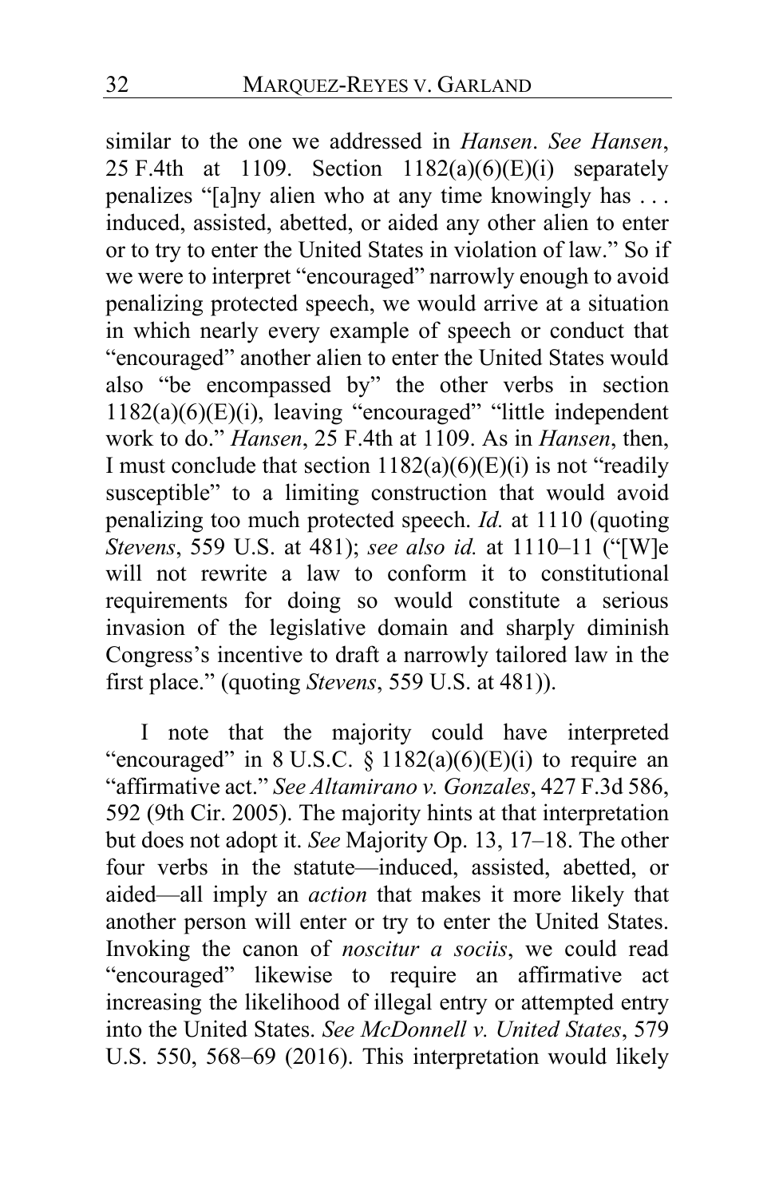similar to the one we addressed in *Hansen*. *See Hansen*, 25 F.4th at 1109. Section 1182(a)(6)(E)(i) separately penalizes "[a]ny alien who at any time knowingly has . . . induced, assisted, abetted, or aided any other alien to enter or to try to enter the United States in violation of law." So if we were to interpret "encouraged" narrowly enough to avoid penalizing protected speech, we would arrive at a situation in which nearly every example of speech or conduct that "encouraged" another alien to enter the United States would also "be encompassed by" the other verbs in section 1182(a)(6)(E)(i), leaving "encouraged" "little independent work to do." *Hansen*, 25 F.4th at 1109. As in *Hansen*, then, I must conclude that section 1182(a)(6)(E)(i) is not "readily susceptible" to a limiting construction that would avoid penalizing too much protected speech. *Id.* at 1110 (quoting *Stevens*, 559 U.S. at 481); *see also id.* at 1110–11 ("[W]e will not rewrite a law to conform it to constitutional requirements for doing so would constitute a serious invasion of the legislative domain and sharply diminish Congress's incentive to draft a narrowly tailored law in the first place." (quoting *Stevens*, 559 U.S. at 481)).

I note that the majority could have interpreted "encouraged" in 8 U.S.C. § 1182(a)(6)(E)(i) to require an "affirmative act." *See Altamirano v. Gonzales*, 427 F.3d 586, 592 (9th Cir. 2005). The majority hints at that interpretation but does not adopt it. *See* Majority Op. 13, 17–18. The other four verbs in the statute—induced, assisted, abetted, or aided—all imply an *action* that makes it more likely that another person will enter or try to enter the United States. Invoking the canon of *noscitur a sociis*, we could read "encouraged" likewise to require an affirmative act increasing the likelihood of illegal entry or attempted entry into the United States. *See McDonnell v. United States*, 579 U.S. 550, 568–69 (2016). This interpretation would likely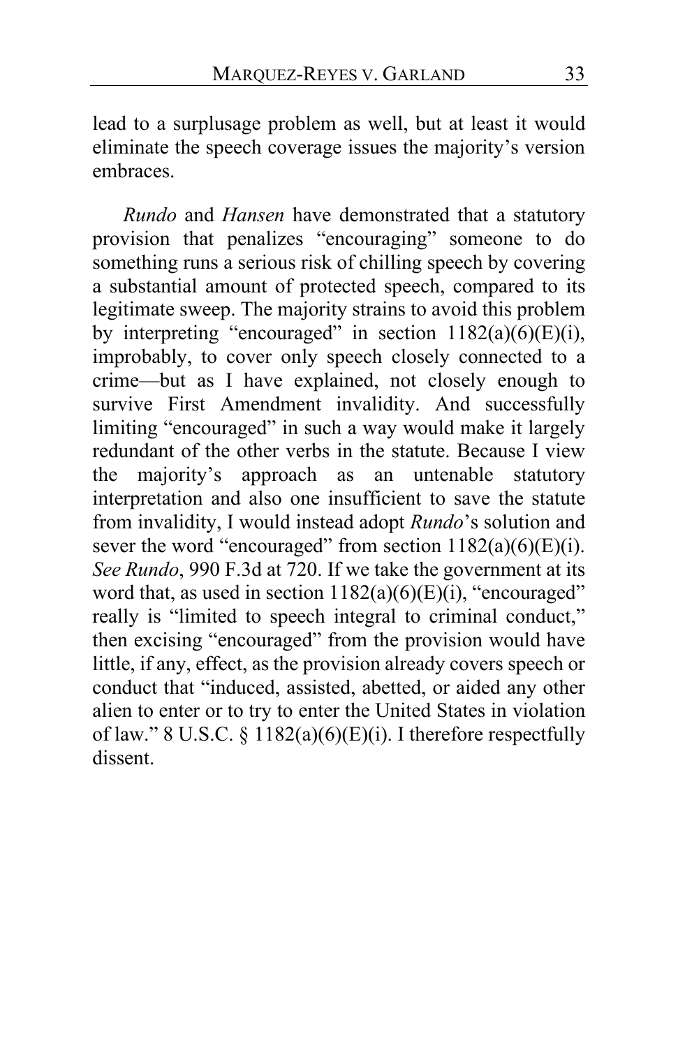lead to a surplusage problem as well, but at least it would eliminate the speech coverage issues the majority's version embraces.

*Rundo* and *Hansen* have demonstrated that a statutory provision that penalizes "encouraging" someone to do something runs a serious risk of chilling speech by covering a substantial amount of protected speech, compared to its legitimate sweep. The majority strains to avoid this problem by interpreting "encouraged" in section 1182(a)(6)(E)(i), improbably, to cover only speech closely connected to a crime—but as I have explained, not closely enough to survive First Amendment invalidity. And successfully limiting "encouraged" in such a way would make it largely redundant of the other verbs in the statute. Because I view the majority's approach as an untenable statutory interpretation and also one insufficient to save the statute from invalidity, I would instead adopt *Rundo*'s solution and sever the word "encouraged" from section 1182(a)(6)(E)(i). *See Rundo*, 990 F.3d at 720. If we take the government at its word that, as used in section 1182(a)(6)(E)(i), "encouraged" really is "limited to speech integral to criminal conduct," then excising "encouraged" from the provision would have little, if any, effect, as the provision already covers speech or conduct that "induced, assisted, abetted, or aided any other alien to enter or to try to enter the United States in violation of law." 8 U.S.C. § 1182(a)(6)(E)(i). I therefore respectfully dissent.